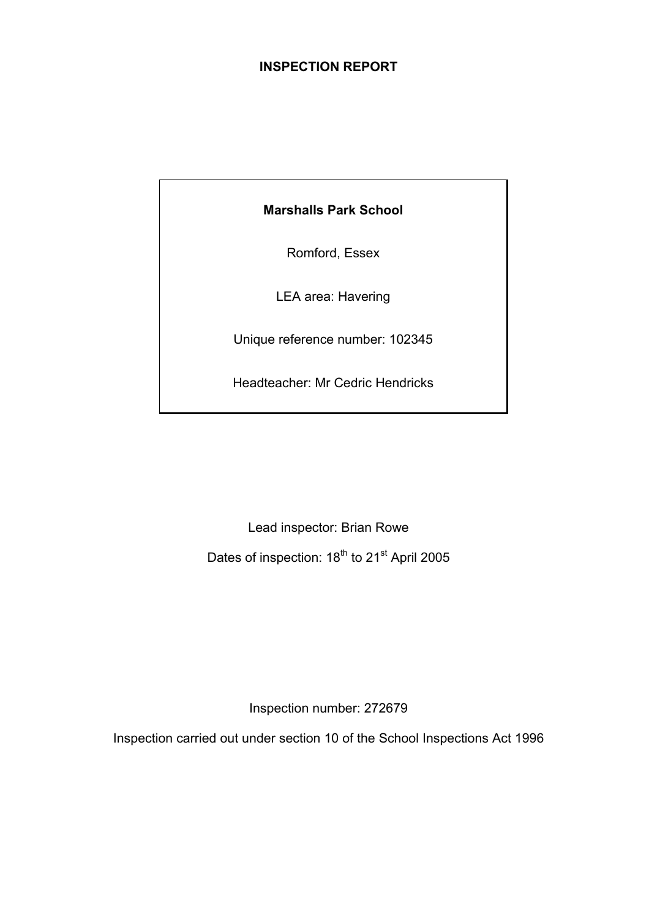# INSPECTION REPORT

**Marshalls Park School**

Romford, Essex

LEA area: Havering

Unique reference number: 102345

Headteacher: Mr Cedric Hendricks

Lead inspector: Brian Rowe

Dates of inspection: 18th to 21st April 2005

Inspection number: 272679

Inspection carried out under section 10 of the School Inspections Act 1996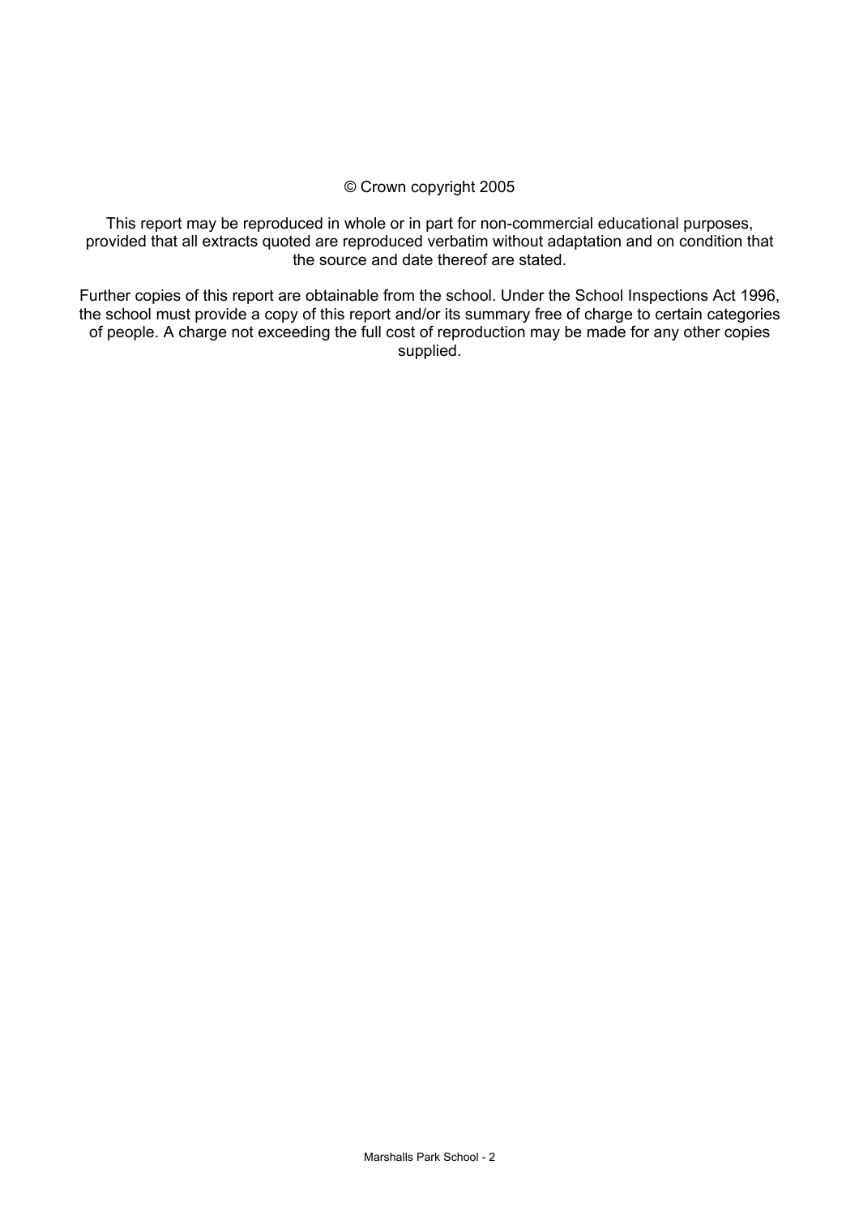© Crown copyright 2005

This report may be reproduced in whole or in part for non-commercial educational purposes, provided that all extracts quoted are reproduced verbatim without adaptation and on condition that the source and date thereof are stated.

Further copies of this report are obtainable from the school. Under the School Inspections Act 1996, the school must provide a copy of this report and/or its summary free of charge to certain categories of people. A charge not exceeding the full cost of reproduction may be made for any other copies supplied.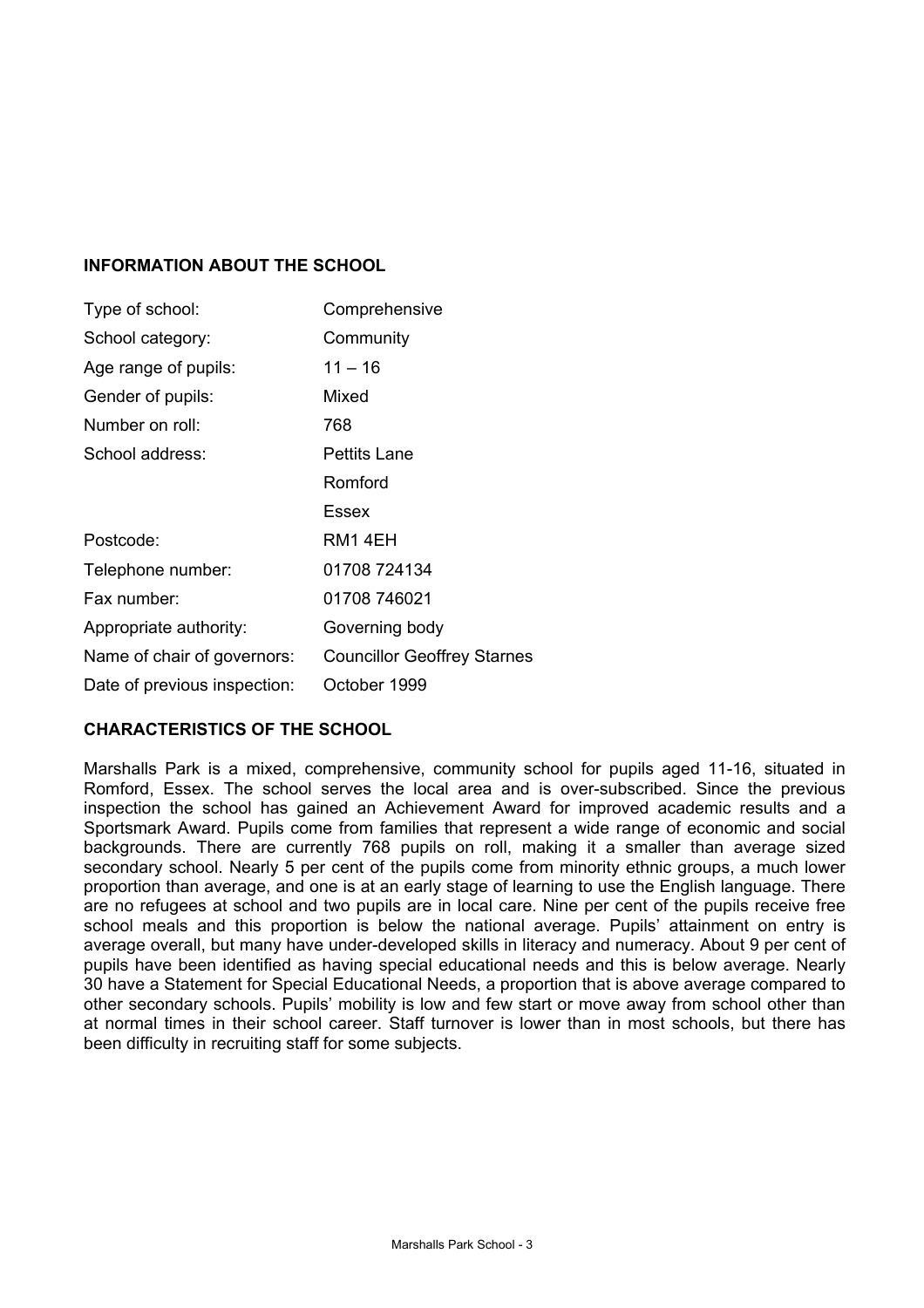## INFORMATION ABOUT THE SCHOOL

| | |
|---|---|
| Type of school: | Comprehensive |
| School category: | Community |
| Age range of pupils: | 11 – 16 |
| Gender of pupils: | Mixed |
| Number on roll: | 768 |
| School address: | Pettits Lane |
| | Romford |
| | Essex |
| Postcode: | RM1 4EH |
| Telephone number: | 01708 724134 |
| Fax number: | 01708 746021 |
| Appropriate authority: | Governing body |
| Name of chair of governors: | Councillor Geoffrey Starnes |
| Date of previous inspection: | October 1999 |

## CHARACTERISTICS OF THE SCHOOL

Marshalls Park is a mixed, comprehensive, community school for pupils aged 11-16, situated in Romford, Essex. The school serves the local area and is over-subscribed. Since the previous inspection the school has gained an Achievement Award for improved academic results and a Sportsmark Award. Pupils come from families that represent a wide range of economic and social backgrounds. There are currently 768 pupils on roll, making it a smaller than average sized secondary school. Nearly 5 per cent of the pupils come from minority ethnic groups, a much lower proportion than average, and one is at an early stage of learning to use the English language. There are no refugees at school and two pupils are in local care. Nine per cent of the pupils receive free school meals and this proportion is below the national average. Pupils' attainment on entry is average overall, but many have under-developed skills in literacy and numeracy. About 9 per cent of pupils have been identified as having special educational needs and this is below average. Nearly 30 have a Statement for Special Educational Needs, a proportion that is above average compared to other secondary schools. Pupils' mobility is low and few start or move away from school other than at normal times in their school career. Staff turnover is lower than in most schools, but there has been difficulty in recruiting staff for some subjects.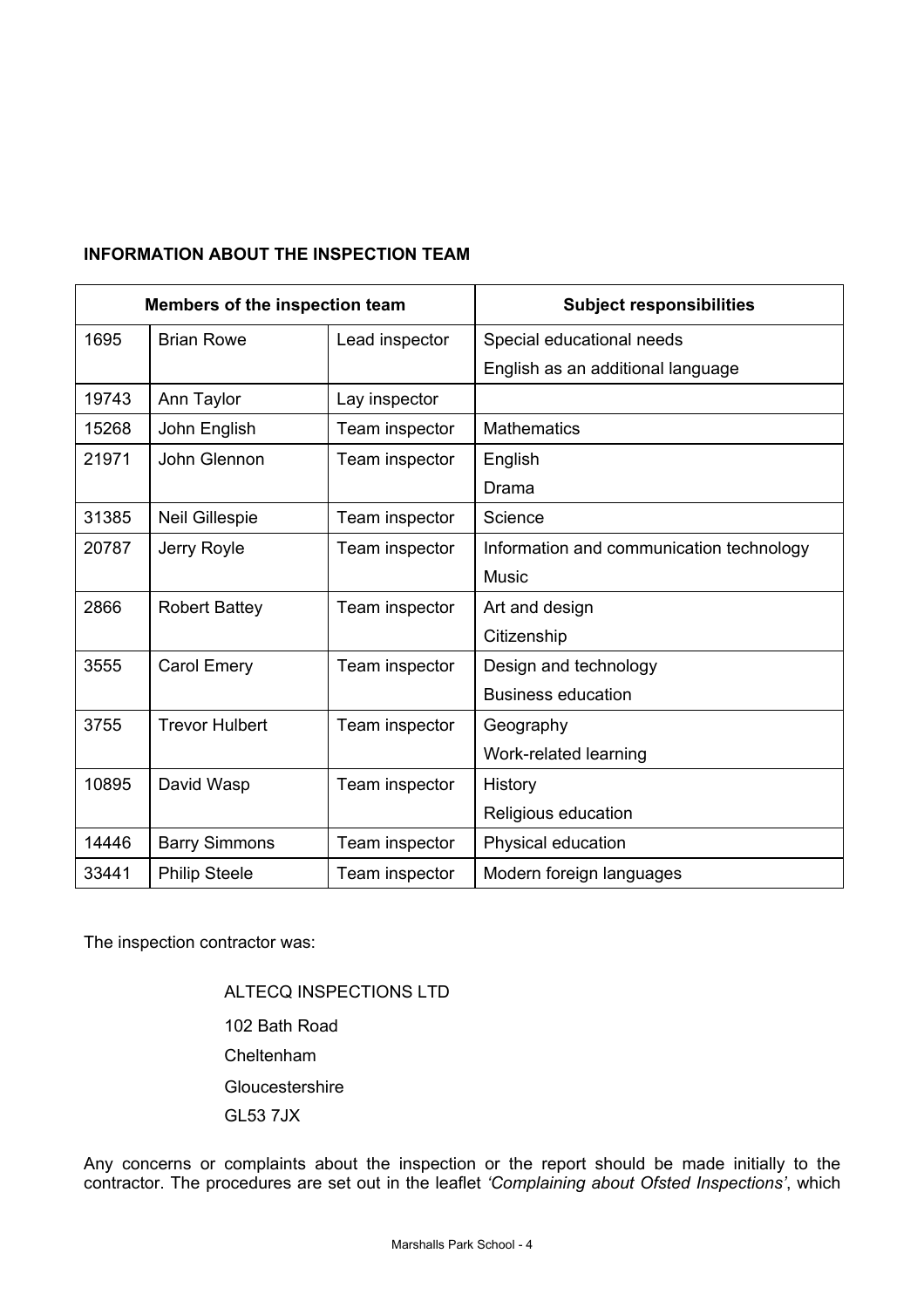**INFORMATION ABOUT THE INSPECTION TEAM**

| Members of the inspection team | | | Subject responsibilities |
|---|---|---|---|
| 1695 | Brian Rowe | Lead inspector | Special educational needs<br>English as an additional language |
| 19743 | Ann Taylor | Lay inspector | |
| 15268 | John English | Team inspector | Mathematics |
| 21971 | John Glennon | Team inspector | English<br>Drama |
| 31385 | Neil Gillespie | Team inspector | Science |
| 20787 | Jerry Royle | Team inspector | Information and communication technology<br>Music |
| 2866 | Robert Battey | Team inspector | Art and design<br>Citizenship |
| 3555 | Carol Emery | Team inspector | Design and technology<br>Business education |
| 3755 | Trevor Hulbert | Team inspector | Geography<br>Work-related learning |
| 10895 | David Wasp | Team inspector | History<br>Religious education |
| 14446 | Barry Simmons | Team inspector | Physical education |
| 33441 | Philip Steele | Team inspector | Modern foreign languages |

The inspection contractor was:

ALTECQ INSPECTIONS LTD
102 Bath Road
Cheltenham
Gloucestershire
GL53 7JX

Any concerns or complaints about the inspection or the report should be made initially to the contractor. The procedures are set out in the leaflet *'Complaining about Ofsted Inspections'*, which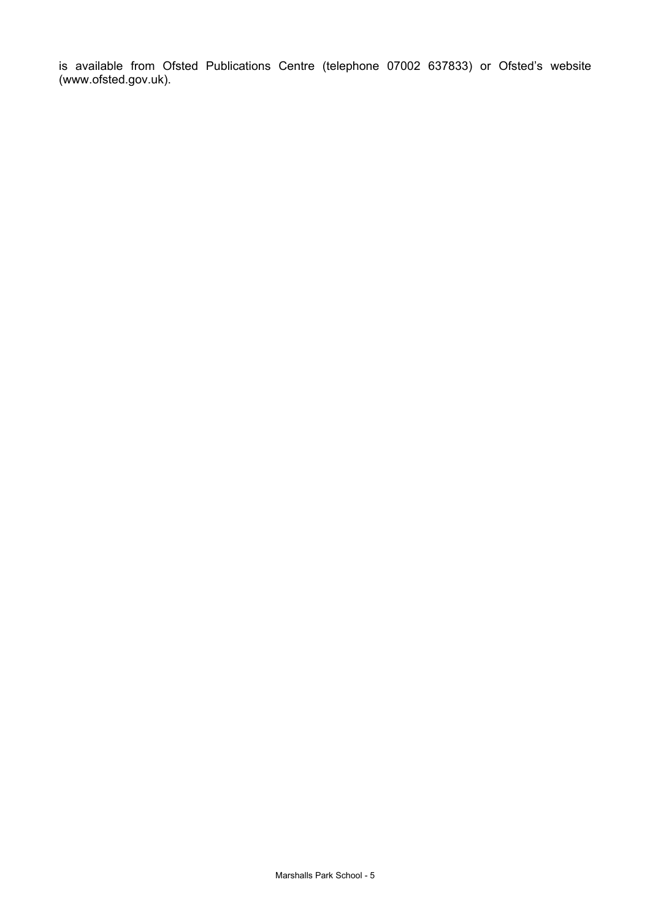is available from Ofsted Publications Centre (telephone 07002 637833) or Ofsted's website (www.ofsted.gov.uk).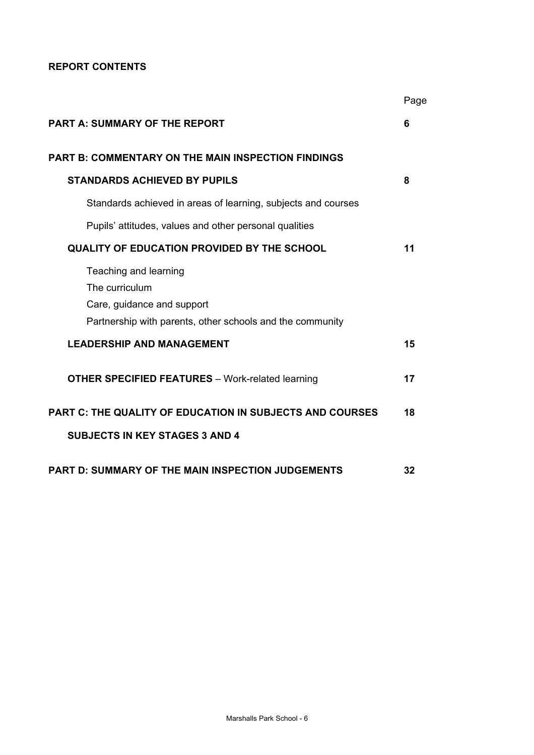**REPORT CONTENTS**

| | Page |
|---|---|
| **PART A: SUMMARY OF THE REPORT** | **6** |
| **PART B: COMMENTARY ON THE MAIN INSPECTION FINDINGS** | |
| **STANDARDS ACHIEVED BY PUPILS** | **8** |
| Standards achieved in areas of learning, subjects and courses | |
| Pupils' attitudes, values and other personal qualities | |
| **QUALITY OF EDUCATION PROVIDED BY THE SCHOOL** | **11** |
| Teaching and learning | |
| The curriculum | |
| Care, guidance and support | |
| Partnership with parents, other schools and the community | |
| **LEADERSHIP AND MANAGEMENT** | **15** |
| **OTHER SPECIFIED FEATURES** – Work-related learning | **17** |
| **PART C: THE QUALITY OF EDUCATION IN SUBJECTS AND COURSES** | **18** |
| **SUBJECTS IN KEY STAGES 3 AND 4** | |
| **PART D: SUMMARY OF THE MAIN INSPECTION JUDGEMENTS** | **32** |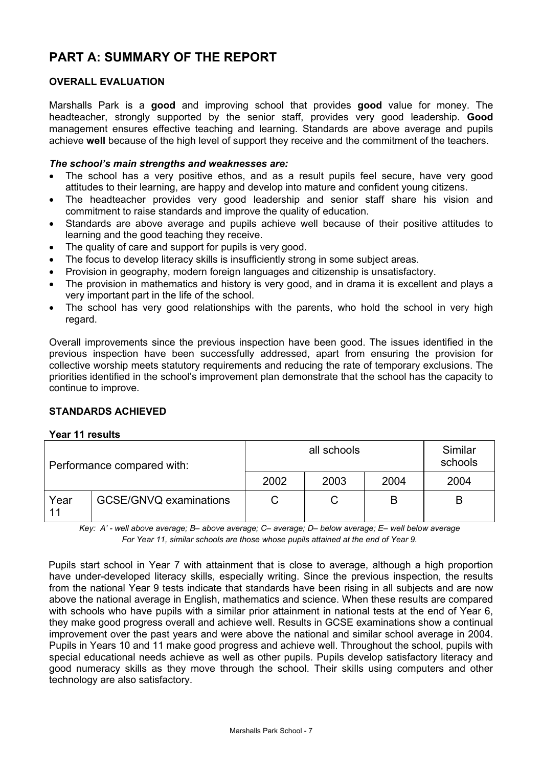# PART A: SUMMARY OF THE REPORT

## OVERALL EVALUATION

Marshalls Park is a **good** and improving school that provides **good** value for money. The headteacher, strongly supported by the senior staff, provides very good leadership. **Good** management ensures effective teaching and learning. Standards are above average and pupils achieve **well** because of the high level of support they receive and the commitment of the teachers.

***The school's main strengths and weaknesses are:***

- The school has a very positive ethos, and as a result pupils feel secure, have very good attitudes to their learning, are happy and develop into mature and confident young citizens.
- The headteacher provides very good leadership and senior staff share his vision and commitment to raise standards and improve the quality of education.
- Standards are above average and pupils achieve well because of their positive attitudes to learning and the good teaching they receive.
- The quality of care and support for pupils is very good.
- The focus to develop literacy skills is insufficiently strong in some subject areas.
- Provision in geography, modern foreign languages and citizenship is unsatisfactory.
- The provision in mathematics and history is very good, and in drama it is excellent and plays a very important part in the life of the school.
- The school has very good relationships with the parents, who hold the school in very high regard.

Overall improvements since the previous inspection have been good. The issues identified in the previous inspection have been successfully addressed, apart from ensuring the provision for collective worship meets statutory requirements and reducing the rate of temporary exclusions. The priorities identified in the school's improvement plan demonstrate that the school has the capacity to continue to improve.

## STANDARDS ACHIEVED

**Year 11 results**

| Performance compared with: | | all schools | | | Similar schools |
|---|---|---|---|---|---|
| | | 2002 | 2003 | 2004 | 2004 |
| Year 11 | GCSE/GNVQ examinations | C | C | B | B |

*Key: A' - well above average; B– above average; C– average; D– below average; E– well below average*
*For Year 11, similar schools are those whose pupils attained at the end of Year 9.*

Pupils start school in Year 7 with attainment that is close to average, although a high proportion have under-developed literacy skills, especially writing. Since the previous inspection, the results from the national Year 9 tests indicate that standards have been rising in all subjects and are now above the national average in English, mathematics and science. When these results are compared with schools who have pupils with a similar prior attainment in national tests at the end of Year 6, they make good progress overall and achieve well. Results in GCSE examinations show a continual improvement over the past years and were above the national and similar school average in 2004. Pupils in Years 10 and 11 make good progress and achieve well. Throughout the school, pupils with special educational needs achieve as well as other pupils. Pupils develop satisfactory literacy and good numeracy skills as they move through the school. Their skills using computers and other technology are also satisfactory.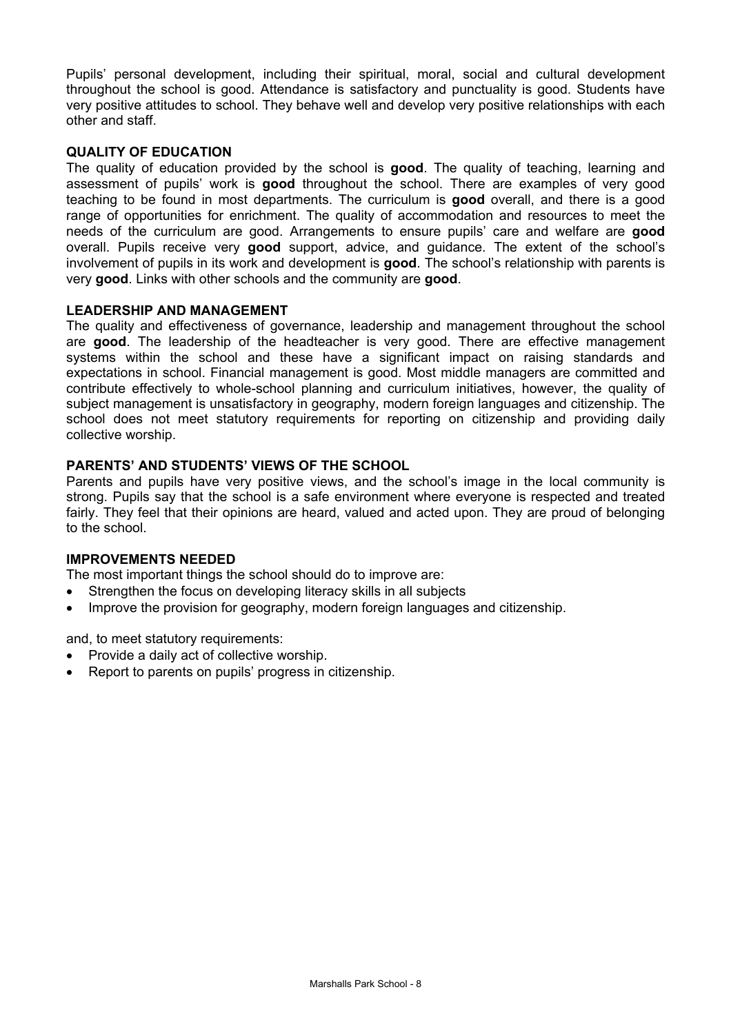Pupils' personal development, including their spiritual, moral, social and cultural development throughout the school is good. Attendance is satisfactory and punctuality is good. Students have very positive attitudes to school. They behave well and develop very positive relationships with each other and staff.

**QUALITY OF EDUCATION**

The quality of education provided by the school is **good**. The quality of teaching, learning and assessment of pupils' work is **good** throughout the school. There are examples of very good teaching to be found in most departments. The curriculum is **good** overall, and there is a good range of opportunities for enrichment. The quality of accommodation and resources to meet the needs of the curriculum are good. Arrangements to ensure pupils' care and welfare are **good** overall. Pupils receive very **good** support, advice, and guidance. The extent of the school's involvement of pupils in its work and development is **good**. The school's relationship with parents is very **good**. Links with other schools and the community are **good**.

**LEADERSHIP AND MANAGEMENT**

The quality and effectiveness of governance, leadership and management throughout the school are **good**. The leadership of the headteacher is very good. There are effective management systems within the school and these have a significant impact on raising standards and expectations in school. Financial management is good. Most middle managers are committed and contribute effectively to whole-school planning and curriculum initiatives, however, the quality of subject management is unsatisfactory in geography, modern foreign languages and citizenship. The school does not meet statutory requirements for reporting on citizenship and providing daily collective worship.

**PARENTS' AND STUDENTS' VIEWS OF THE SCHOOL**

Parents and pupils have very positive views, and the school's image in the local community is strong. Pupils say that the school is a safe environment where everyone is respected and treated fairly. They feel that their opinions are heard, valued and acted upon. They are proud of belonging to the school.

**IMPROVEMENTS NEEDED**

The most important things the school should do to improve are:

- Strengthen the focus on developing literacy skills in all subjects
- Improve the provision for geography, modern foreign languages and citizenship.

and, to meet statutory requirements:

- Provide a daily act of collective worship.
- Report to parents on pupils' progress in citizenship.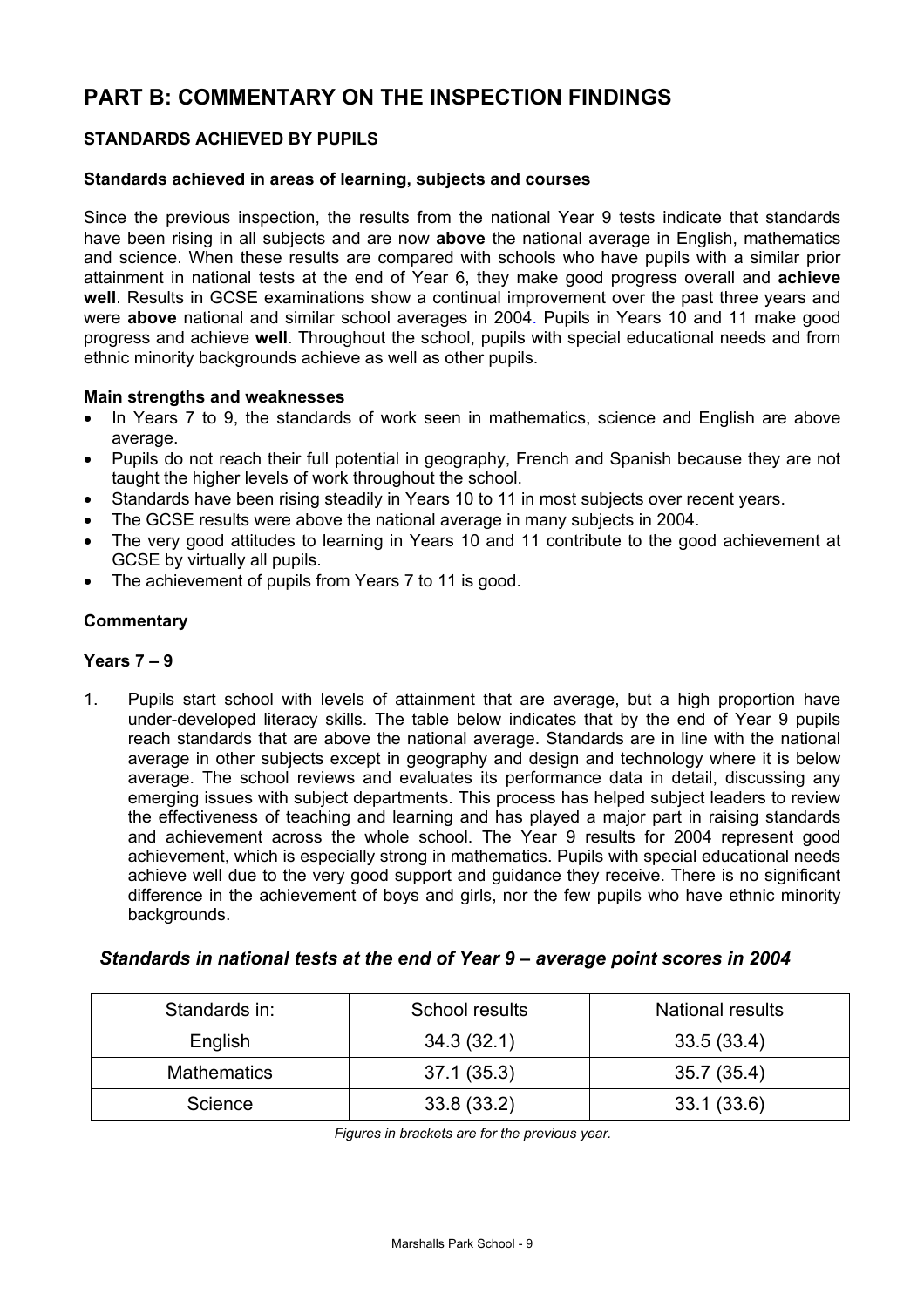# PART B: COMMENTARY ON THE INSPECTION FINDINGS

## STANDARDS ACHIEVED BY PUPILS

### Standards achieved in areas of learning, subjects and courses

Since the previous inspection, the results from the national Year 9 tests indicate that standards have been rising in all subjects and are now **above** the national average in English, mathematics and science. When these results are compared with schools who have pupils with a similar prior attainment in national tests at the end of Year 6, they make good progress overall and **achieve well**. Results in GCSE examinations show a continual improvement over the past three years and were **above** national and similar school averages in 2004. Pupils in Years 10 and 11 make good progress and achieve **well**. Throughout the school, pupils with special educational needs and from ethnic minority backgrounds achieve as well as other pupils.

**Main strengths and weaknesses**

- In Years 7 to 9, the standards of work seen in mathematics, science and English are above average.
- Pupils do not reach their full potential in geography, French and Spanish because they are not taught the higher levels of work throughout the school.
- Standards have been rising steadily in Years 10 to 11 in most subjects over recent years.
- The GCSE results were above the national average in many subjects in 2004.
- The very good attitudes to learning in Years 10 and 11 contribute to the good achievement at GCSE by virtually all pupils.
- The achievement of pupils from Years 7 to 11 is good.

**Commentary**

**Years 7 – 9**

1. Pupils start school with levels of attainment that are average, but a high proportion have under-developed literacy skills. The table below indicates that by the end of Year 9 pupils reach standards that are above the national average. Standards are in line with the national average in other subjects except in geography and design and technology where it is below average. The school reviews and evaluates its performance data in detail, discussing any emerging issues with subject departments. This process has helped subject leaders to review the effectiveness of teaching and learning and has played a major part in raising standards and achievement across the whole school. The Year 9 results for 2004 represent good achievement, which is especially strong in mathematics. Pupils with special educational needs achieve well due to the very good support and guidance they receive. There is no significant difference in the achievement of boys and girls, nor the few pupils who have ethnic minority backgrounds.

### *Standards in national tests at the end of Year 9 – average point scores in 2004*

| Standards in: | School results | National results |
|---|---|---|
| English | 34.3 (32.1) | 33.5 (33.4) |
| Mathematics | 37.1 (35.3) | 35.7 (35.4) |
| Science | 33.8 (33.2) | 33.1 (33.6) |

*Figures in brackets are for the previous year.*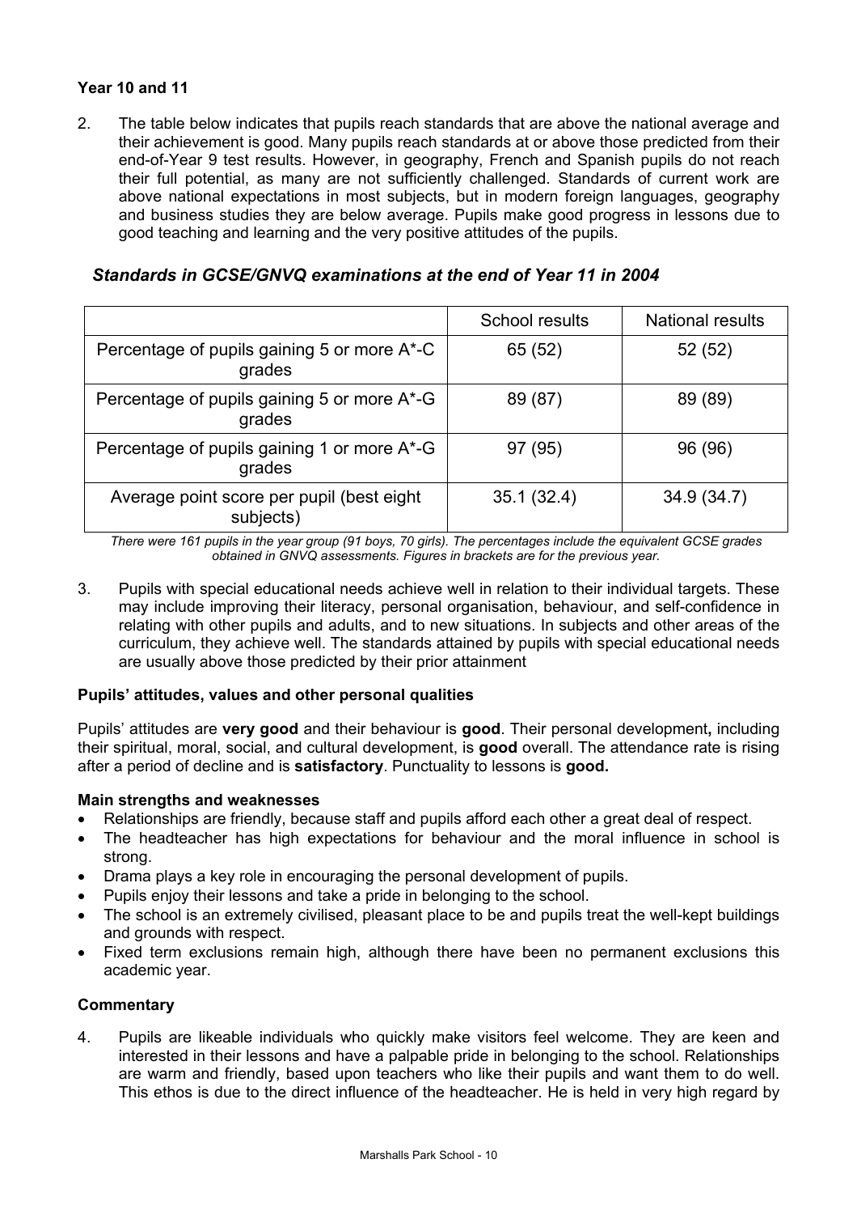**Year 10 and 11**

2. The table below indicates that pupils reach standards that are above the national average and their achievement is good. Many pupils reach standards at or above those predicted from their end-of-Year 9 test results. However, in geography, French and Spanish pupils do not reach their full potential, as many are not sufficiently challenged. Standards of current work are above national expectations in most subjects, but in modern foreign languages, geography and business studies they are below average. Pupils make good progress in lessons due to good teaching and learning and the very positive attitudes of the pupils.

### *Standards in GCSE/GNVQ examinations at the end of Year 11 in 2004*

| | School results | National results |
|---|---|---|
| Percentage of pupils gaining 5 or more A*-C grades | 65 (52) | 52 (52) |
| Percentage of pupils gaining 5 or more A*-G grades | 89 (87) | 89 (89) |
| Percentage of pupils gaining 1 or more A*-G grades | 97 (95) | 96 (96) |
| Average point score per pupil (best eight subjects) | 35.1 (32.4) | 34.9 (34.7) |

*There were 161 pupils in the year group (91 boys, 70 girls). The percentages include the equivalent GCSE grades obtained in GNVQ assessments. Figures in brackets are for the previous year.*

3. Pupils with special educational needs achieve well in relation to their individual targets. These may include improving their literacy, personal organisation, behaviour, and self-confidence in relating with other pupils and adults, and to new situations. In subjects and other areas of the curriculum, they achieve well. The standards attained by pupils with special educational needs are usually above those predicted by their prior attainment

**Pupils' attitudes, values and other personal qualities**

Pupils' attitudes are **very good** and their behaviour is **good**. Their personal development**,** including their spiritual, moral, social, and cultural development, is **good** overall. The attendance rate is rising after a period of decline and is **satisfactory**. Punctuality to lessons is **good.**

**Main strengths and weaknesses**

- Relationships are friendly, because staff and pupils afford each other a great deal of respect.
- The headteacher has high expectations for behaviour and the moral influence in school is strong.
- Drama plays a key role in encouraging the personal development of pupils.
- Pupils enjoy their lessons and take a pride in belonging to the school.
- The school is an extremely civilised, pleasant place to be and pupils treat the well-kept buildings and grounds with respect.
- Fixed term exclusions remain high, although there have been no permanent exclusions this academic year.

**Commentary**

4. Pupils are likeable individuals who quickly make visitors feel welcome. They are keen and interested in their lessons and have a palpable pride in belonging to the school. Relationships are warm and friendly, based upon teachers who like their pupils and want them to do well. This ethos is due to the direct influence of the headteacher. He is held in very high regard by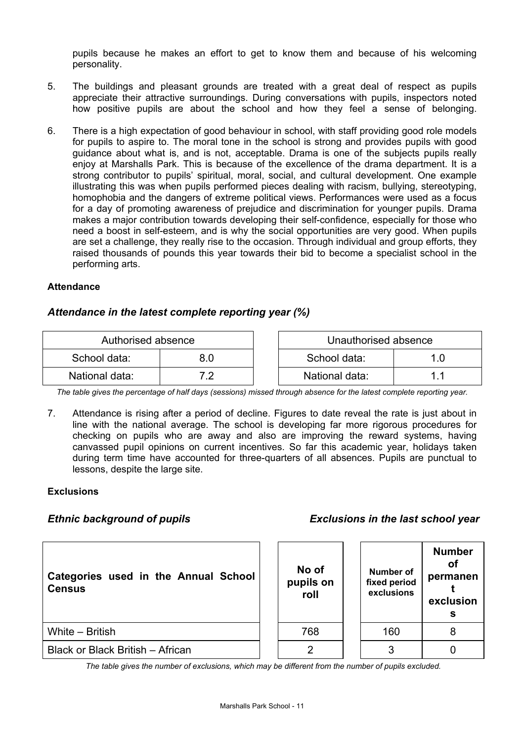pupils because he makes an effort to get to know them and because of his welcoming personality.

5. The buildings and pleasant grounds are treated with a great deal of respect as pupils appreciate their attractive surroundings. During conversations with pupils, inspectors noted how positive pupils are about the school and how they feel a sense of belonging.

6. There is a high expectation of good behaviour in school, with staff providing good role models for pupils to aspire to. The moral tone in the school is strong and provides pupils with good guidance about what is, and is not, acceptable. Drama is one of the subjects pupils really enjoy at Marshalls Park. This is because of the excellence of the drama department. It is a strong contributor to pupils' spiritual, moral, social, and cultural development. One example illustrating this was when pupils performed pieces dealing with racism, bullying, stereotyping, homophobia and the dangers of extreme political views. Performances were used as a focus for a day of promoting awareness of prejudice and discrimination for younger pupils. Drama makes a major contribution towards developing their self-confidence, especially for those who need a boost in self-esteem, and is why the social opportunities are very good. When pupils are set a challenge, they really rise to the occasion. Through individual and group efforts, they raised thousands of pounds this year towards their bid to become a specialist school in the performing arts.

**Attendance**

### *Attendance in the latest complete reporting year (%)*

| Authorised absence | |
|---|---|
| School data: | 8.0 |
| National data: | 7.2 |

| Unauthorised absence | |
|---|---|
| School data: | 1.0 |
| National data: | 1.1 |

*The table gives the percentage of half days (sessions) missed through absence for the latest complete reporting year.*

7. Attendance is rising after a period of decline. Figures to date reveal the rate is just about in line with the national average. The school is developing far more rigorous procedures for checking on pupils who are away and also are improving the reward systems, having canvassed pupil opinions on current incentives. So far this academic year, holidays taken during term time have accounted for three-quarters of all absences. Pupils are punctual to lessons, despite the large site.

**Exclusions**

### *Ethnic background of pupils* / *Exclusions in the last school year*

| Categories used in the Annual School Census | No of pupils on roll | Number of fixed period exclusions | Number of permanent exclusions |
|---|---|---|---|
| White – British | 768 | 160 | 8 |
| Black or Black British – African | 2 | 3 | 0 |

*The table gives the number of exclusions, which may be different from the number of pupils excluded.*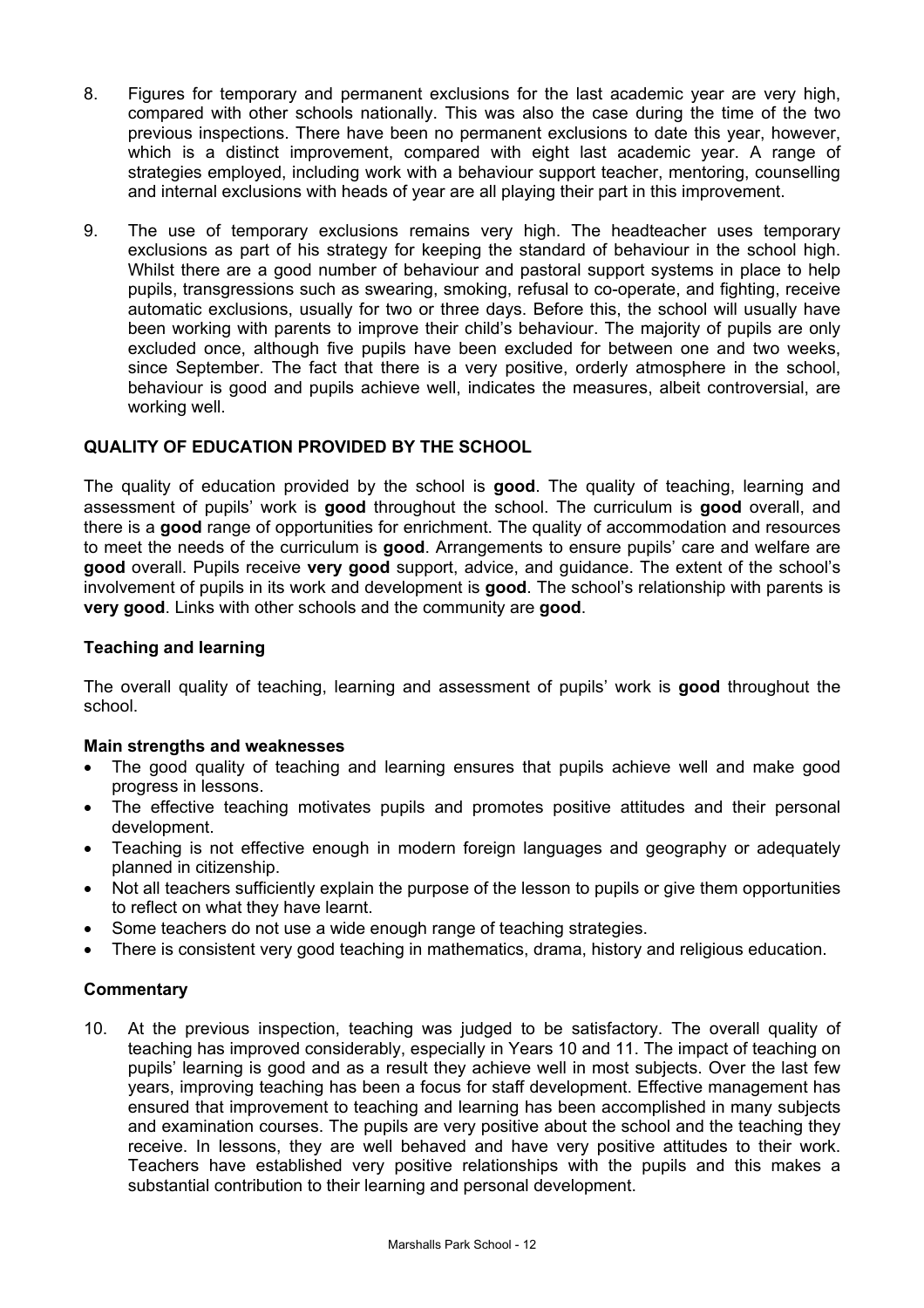8. Figures for temporary and permanent exclusions for the last academic year are very high, compared with other schools nationally. This was also the case during the time of the two previous inspections. There have been no permanent exclusions to date this year, however, which is a distinct improvement, compared with eight last academic year. A range of strategies employed, including work with a behaviour support teacher, mentoring, counselling and internal exclusions with heads of year are all playing their part in this improvement.

9. The use of temporary exclusions remains very high. The headteacher uses temporary exclusions as part of his strategy for keeping the standard of behaviour in the school high. Whilst there are a good number of behaviour and pastoral support systems in place to help pupils, transgressions such as swearing, smoking, refusal to co-operate, and fighting, receive automatic exclusions, usually for two or three days. Before this, the school will usually have been working with parents to improve their child's behaviour. The majority of pupils are only excluded once, although five pupils have been excluded for between one and two weeks, since September. The fact that there is a very positive, orderly atmosphere in the school, behaviour is good and pupils achieve well, indicates the measures, albeit controversial, are working well.

## QUALITY OF EDUCATION PROVIDED BY THE SCHOOL

The quality of education provided by the school is **good**. The quality of teaching, learning and assessment of pupils' work is **good** throughout the school. The curriculum is **good** overall, and there is a **good** range of opportunities for enrichment. The quality of accommodation and resources to meet the needs of the curriculum is **good**. Arrangements to ensure pupils' care and welfare are **good** overall. Pupils receive **very good** support, advice, and guidance. The extent of the school's involvement of pupils in its work and development is **good**. The school's relationship with parents is **very good**. Links with other schools and the community are **good**.

### Teaching and learning

The overall quality of teaching, learning and assessment of pupils' work is **good** throughout the school.

#### Main strengths and weaknesses

- The good quality of teaching and learning ensures that pupils achieve well and make good progress in lessons.
- The effective teaching motivates pupils and promotes positive attitudes and their personal development.
- Teaching is not effective enough in modern foreign languages and geography or adequately planned in citizenship.
- Not all teachers sufficiently explain the purpose of the lesson to pupils or give them opportunities to reflect on what they have learnt.
- Some teachers do not use a wide enough range of teaching strategies.
- There is consistent very good teaching in mathematics, drama, history and religious education.

#### Commentary

10. At the previous inspection, teaching was judged to be satisfactory. The overall quality of teaching has improved considerably, especially in Years 10 and 11. The impact of teaching on pupils' learning is good and as a result they achieve well in most subjects. Over the last few years, improving teaching has been a focus for staff development. Effective management has ensured that improvement to teaching and learning has been accomplished in many subjects and examination courses. The pupils are very positive about the school and the teaching they receive. In lessons, they are well behaved and have very positive attitudes to their work. Teachers have established very positive relationships with the pupils and this makes a substantial contribution to their learning and personal development.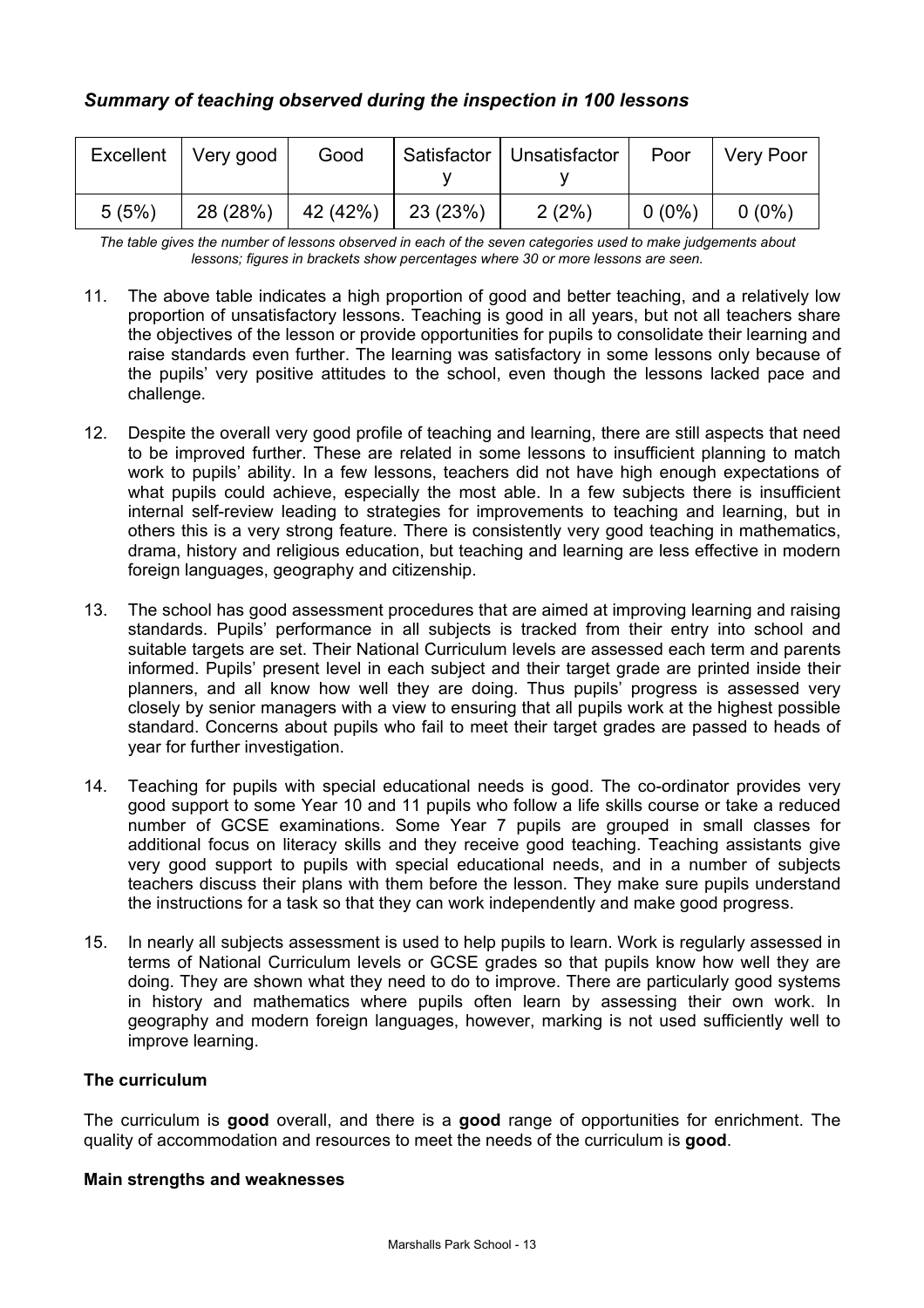### *Summary of teaching observed during the inspection in 100 lessons*

| Excellent | Very good | Good | Satisfactory | Unsatisfactory | Poor | Very Poor |
|---|---|---|---|---|---|---|
| 5 (5%) | 28 (28%) | 42 (42%) | 23 (23%) | 2 (2%) | 0 (0%) | 0 (0%) |

*The table gives the number of lessons observed in each of the seven categories used to make judgements about lessons; figures in brackets show percentages where 30 or more lessons are seen.*

11. The above table indicates a high proportion of good and better teaching, and a relatively low proportion of unsatisfactory lessons. Teaching is good in all years, but not all teachers share the objectives of the lesson or provide opportunities for pupils to consolidate their learning and raise standards even further. The learning was satisfactory in some lessons only because of the pupils' very positive attitudes to the school, even though the lessons lacked pace and challenge.

12. Despite the overall very good profile of teaching and learning, there are still aspects that need to be improved further. These are related in some lessons to insufficient planning to match work to pupils' ability. In a few lessons, teachers did not have high enough expectations of what pupils could achieve, especially the most able. In a few subjects there is insufficient internal self-review leading to strategies for improvements to teaching and learning, but in others this is a very strong feature. There is consistently very good teaching in mathematics, drama, history and religious education, but teaching and learning are less effective in modern foreign languages, geography and citizenship.

13. The school has good assessment procedures that are aimed at improving learning and raising standards. Pupils' performance in all subjects is tracked from their entry into school and suitable targets are set. Their National Curriculum levels are assessed each term and parents informed. Pupils' present level in each subject and their target grade are printed inside their planners, and all know how well they are doing. Thus pupils' progress is assessed very closely by senior managers with a view to ensuring that all pupils work at the highest possible standard. Concerns about pupils who fail to meet their target grades are passed to heads of year for further investigation.

14. Teaching for pupils with special educational needs is good. The co-ordinator provides very good support to some Year 10 and 11 pupils who follow a life skills course or take a reduced number of GCSE examinations. Some Year 7 pupils are grouped in small classes for additional focus on literacy skills and they receive good teaching. Teaching assistants give very good support to pupils with special educational needs, and in a number of subjects teachers discuss their plans with them before the lesson. They make sure pupils understand the instructions for a task so that they can work independently and make good progress.

15. In nearly all subjects assessment is used to help pupils to learn. Work is regularly assessed in terms of National Curriculum levels or GCSE grades so that pupils know how well they are doing. They are shown what they need to do to improve. There are particularly good systems in history and mathematics where pupils often learn by assessing their own work. In geography and modern foreign languages, however, marking is not used sufficiently well to improve learning.

### The curriculum

The curriculum is **good** overall, and there is a **good** range of opportunities for enrichment. The quality of accommodation and resources to meet the needs of the curriculum is **good**.

#### Main strengths and weaknesses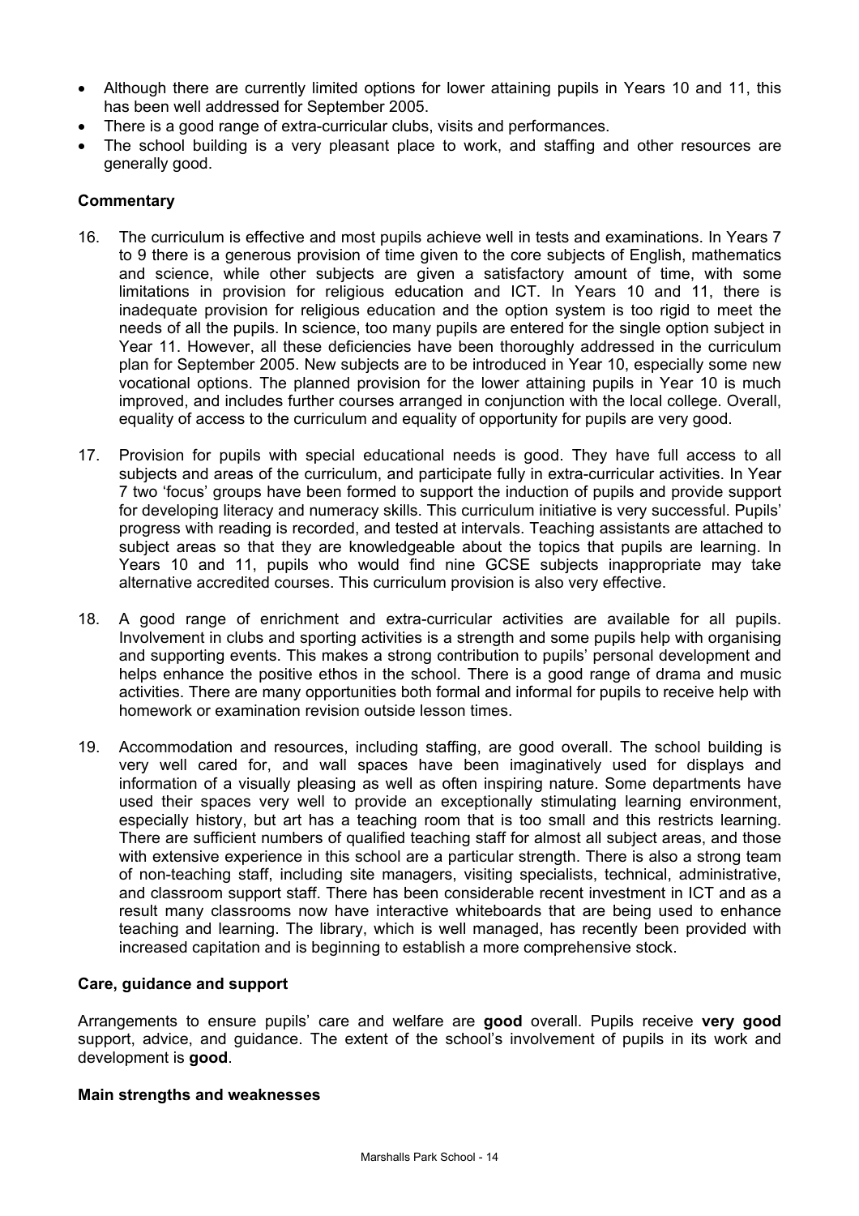- Although there are currently limited options for lower attaining pupils in Years 10 and 11, this has been well addressed for September 2005.
- There is a good range of extra-curricular clubs, visits and performances.
- The school building is a very pleasant place to work, and staffing and other resources are generally good.

**Commentary**

16. The curriculum is effective and most pupils achieve well in tests and examinations. In Years 7 to 9 there is a generous provision of time given to the core subjects of English, mathematics and science, while other subjects are given a satisfactory amount of time, with some limitations in provision for religious education and ICT. In Years 10 and 11, there is inadequate provision for religious education and the option system is too rigid to meet the needs of all the pupils. In science, too many pupils are entered for the single option subject in Year 11. However, all these deficiencies have been thoroughly addressed in the curriculum plan for September 2005. New subjects are to be introduced in Year 10, especially some new vocational options. The planned provision for the lower attaining pupils in Year 10 is much improved, and includes further courses arranged in conjunction with the local college. Overall, equality of access to the curriculum and equality of opportunity for pupils are very good.

17. Provision for pupils with special educational needs is good. They have full access to all subjects and areas of the curriculum, and participate fully in extra-curricular activities. In Year 7 two 'focus' groups have been formed to support the induction of pupils and provide support for developing literacy and numeracy skills. This curriculum initiative is very successful. Pupils' progress with reading is recorded, and tested at intervals. Teaching assistants are attached to subject areas so that they are knowledgeable about the topics that pupils are learning. In Years 10 and 11, pupils who would find nine GCSE subjects inappropriate may take alternative accredited courses. This curriculum provision is also very effective.

18. A good range of enrichment and extra-curricular activities are available for all pupils. Involvement in clubs and sporting activities is a strength and some pupils help with organising and supporting events. This makes a strong contribution to pupils' personal development and helps enhance the positive ethos in the school. There is a good range of drama and music activities. There are many opportunities both formal and informal for pupils to receive help with homework or examination revision outside lesson times.

19. Accommodation and resources, including staffing, are good overall. The school building is very well cared for, and wall spaces have been imaginatively used for displays and information of a visually pleasing as well as often inspiring nature. Some departments have used their spaces very well to provide an exceptionally stimulating learning environment, especially history, but art has a teaching room that is too small and this restricts learning. There are sufficient numbers of qualified teaching staff for almost all subject areas, and those with extensive experience in this school are a particular strength. There is also a strong team of non-teaching staff, including site managers, visiting specialists, technical, administrative, and classroom support staff. There has been considerable recent investment in ICT and as a result many classrooms now have interactive whiteboards that are being used to enhance teaching and learning. The library, which is well managed, has recently been provided with increased capitation and is beginning to establish a more comprehensive stock.

### Care, guidance and support

Arrangements to ensure pupils' care and welfare are **good** overall. Pupils receive **very good** support, advice, and guidance. The extent of the school's involvement of pupils in its work and development is **good**.

**Main strengths and weaknesses**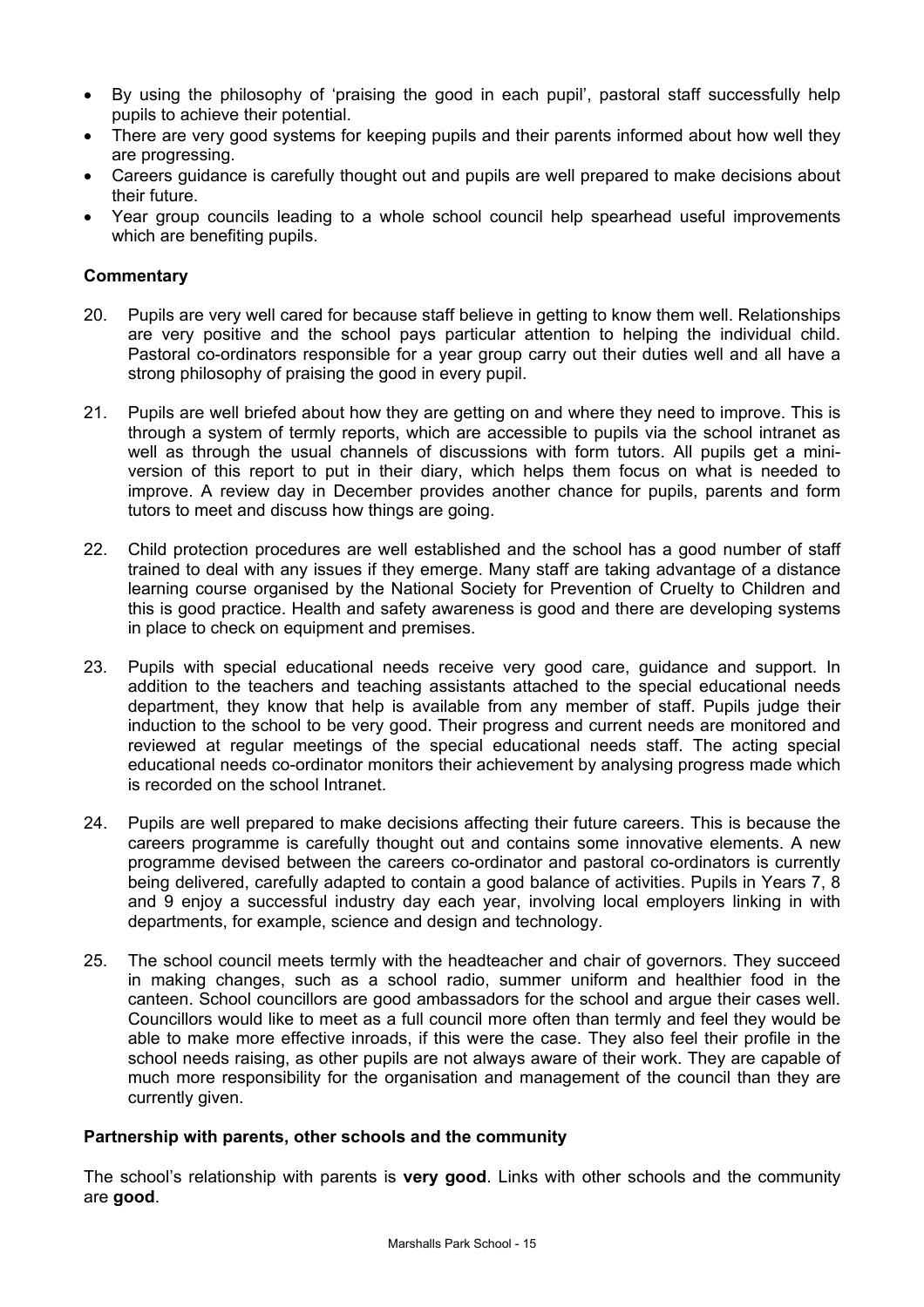- By using the philosophy of 'praising the good in each pupil', pastoral staff successfully help pupils to achieve their potential.
- There are very good systems for keeping pupils and their parents informed about how well they are progressing.
- Careers guidance is carefully thought out and pupils are well prepared to make decisions about their future.
- Year group councils leading to a whole school council help spearhead useful improvements which are benefiting pupils.

### Commentary

20. Pupils are very well cared for because staff believe in getting to know them well. Relationships are very positive and the school pays particular attention to helping the individual child. Pastoral co-ordinators responsible for a year group carry out their duties well and all have a strong philosophy of praising the good in every pupil.

21. Pupils are well briefed about how they are getting on and where they need to improve. This is through a system of termly reports, which are accessible to pupils via the school intranet as well as through the usual channels of discussions with form tutors. All pupils get a mini-version of this report to put in their diary, which helps them focus on what is needed to improve. A review day in December provides another chance for pupils, parents and form tutors to meet and discuss how things are going.

22. Child protection procedures are well established and the school has a good number of staff trained to deal with any issues if they emerge. Many staff are taking advantage of a distance learning course organised by the National Society for Prevention of Cruelty to Children and this is good practice. Health and safety awareness is good and there are developing systems in place to check on equipment and premises.

23. Pupils with special educational needs receive very good care, guidance and support. In addition to the teachers and teaching assistants attached to the special educational needs department, they know that help is available from any member of staff. Pupils judge their induction to the school to be very good. Their progress and current needs are monitored and reviewed at regular meetings of the special educational needs staff. The acting special educational needs co-ordinator monitors their achievement by analysing progress made which is recorded on the school Intranet.

24. Pupils are well prepared to make decisions affecting their future careers. This is because the careers programme is carefully thought out and contains some innovative elements. A new programme devised between the careers co-ordinator and pastoral co-ordinators is currently being delivered, carefully adapted to contain a good balance of activities. Pupils in Years 7, 8 and 9 enjoy a successful industry day each year, involving local employers linking in with departments, for example, science and design and technology.

25. The school council meets termly with the headteacher and chair of governors. They succeed in making changes, such as a school radio, summer uniform and healthier food in the canteen. School councillors are good ambassadors for the school and argue their cases well. Councillors would like to meet as a full council more often than termly and feel they would be able to make more effective inroads, if this were the case. They also feel their profile in the school needs raising, as other pupils are not always aware of their work. They are capable of much more responsibility for the organisation and management of the council than they are currently given.

### Partnership with parents, other schools and the community

The school's relationship with parents is **very good**. Links with other schools and the community are **good**.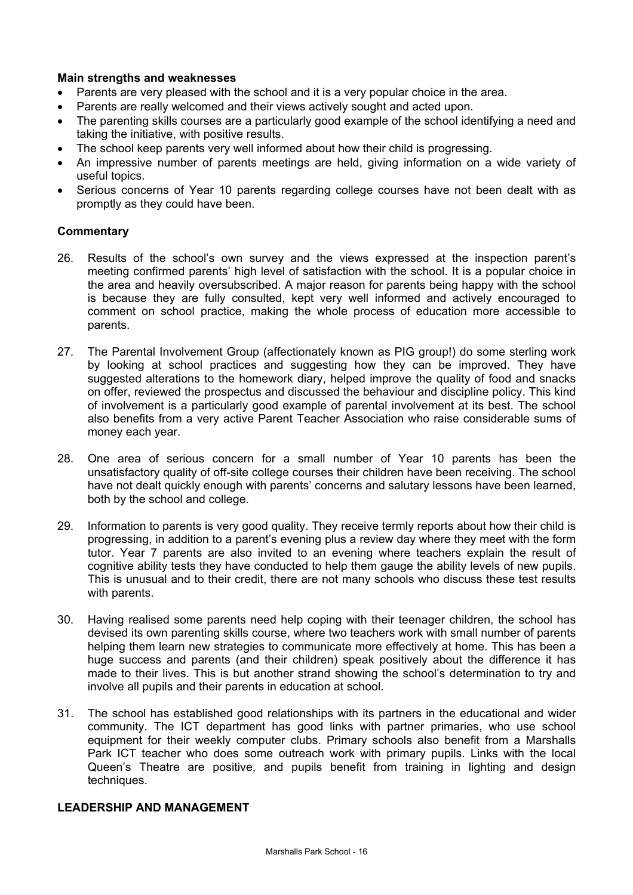**Main strengths and weaknesses**

- Parents are very pleased with the school and it is a very popular choice in the area.
- Parents are really welcomed and their views actively sought and acted upon.
- The parenting skills courses are a particularly good example of the school identifying a need and taking the initiative, with positive results.
- The school keep parents very well informed about how their child is progressing.
- An impressive number of parents meetings are held, giving information on a wide variety of useful topics.
- Serious concerns of Year 10 parents regarding college courses have not been dealt with as promptly as they could have been.

**Commentary**

26. Results of the school's own survey and the views expressed at the inspection parent's meeting confirmed parents' high level of satisfaction with the school. It is a popular choice in the area and heavily oversubscribed. A major reason for parents being happy with the school is because they are fully consulted, kept very well informed and actively encouraged to comment on school practice, making the whole process of education more accessible to parents.

27. The Parental Involvement Group (affectionately known as PIG group!) do some sterling work by looking at school practices and suggesting how they can be improved. They have suggested alterations to the homework diary, helped improve the quality of food and snacks on offer, reviewed the prospectus and discussed the behaviour and discipline policy. This kind of involvement is a particularly good example of parental involvement at its best. The school also benefits from a very active Parent Teacher Association who raise considerable sums of money each year.

28. One area of serious concern for a small number of Year 10 parents has been the unsatisfactory quality of off-site college courses their children have been receiving. The school have not dealt quickly enough with parents' concerns and salutary lessons have been learned, both by the school and college.

29. Information to parents is very good quality. They receive termly reports about how their child is progressing, in addition to a parent's evening plus a review day where they meet with the form tutor. Year 7 parents are also invited to an evening where teachers explain the result of cognitive ability tests they have conducted to help them gauge the ability levels of new pupils. This is unusual and to their credit, there are not many schools who discuss these test results with parents.

30. Having realised some parents need help coping with their teenager children, the school has devised its own parenting skills course, where two teachers work with small number of parents helping them learn new strategies to communicate more effectively at home. This has been a huge success and parents (and their children) speak positively about the difference it has made to their lives. This is but another strand showing the school's determination to try and involve all pupils and their parents in education at school.

31. The school has established good relationships with its partners in the educational and wider community. The ICT department has good links with partner primaries, who use school equipment for their weekly computer clubs. Primary schools also benefit from a Marshalls Park ICT teacher who does some outreach work with primary pupils. Links with the local Queen's Theatre are positive, and pupils benefit from training in lighting and design techniques.

## LEADERSHIP AND MANAGEMENT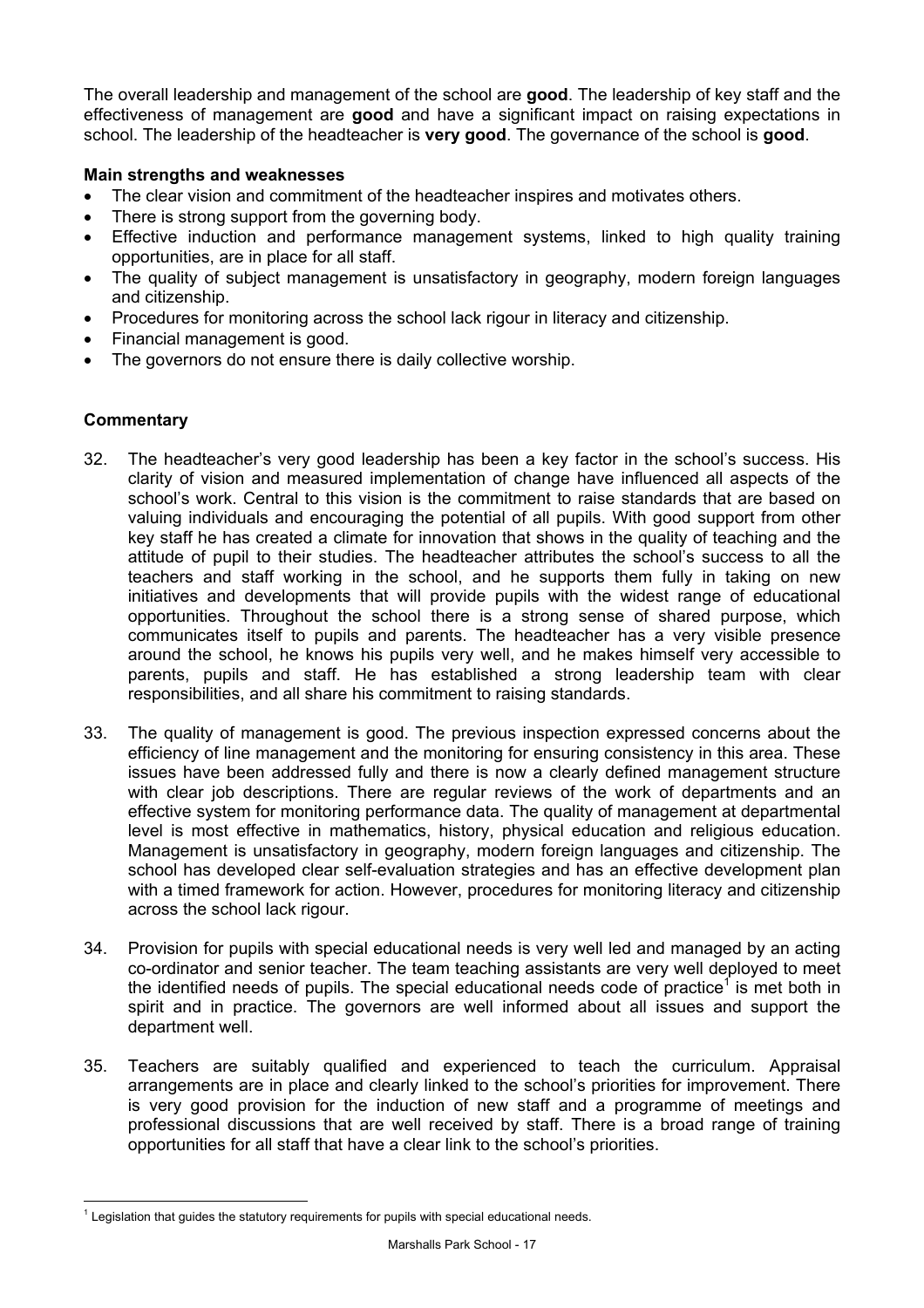The overall leadership and management of the school are **good**. The leadership of key staff and the effectiveness of management are **good** and have a significant impact on raising expectations in school. The leadership of the headteacher is **very good**. The governance of the school is **good**.

**Main strengths and weaknesses**

- The clear vision and commitment of the headteacher inspires and motivates others.
- There is strong support from the governing body.
- Effective induction and performance management systems, linked to high quality training opportunities, are in place for all staff.
- The quality of subject management is unsatisfactory in geography, modern foreign languages and citizenship.
- Procedures for monitoring across the school lack rigour in literacy and citizenship.
- Financial management is good.
- The governors do not ensure there is daily collective worship.

**Commentary**

32. The headteacher's very good leadership has been a key factor in the school's success. His clarity of vision and measured implementation of change have influenced all aspects of the school's work. Central to this vision is the commitment to raise standards that are based on valuing individuals and encouraging the potential of all pupils. With good support from other key staff he has created a climate for innovation that shows in the quality of teaching and the attitude of pupil to their studies. The headteacher attributes the school's success to all the teachers and staff working in the school, and he supports them fully in taking on new initiatives and developments that will provide pupils with the widest range of educational opportunities. Throughout the school there is a strong sense of shared purpose, which communicates itself to pupils and parents. The headteacher has a very visible presence around the school, he knows his pupils very well, and he makes himself very accessible to parents, pupils and staff. He has established a strong leadership team with clear responsibilities, and all share his commitment to raising standards.

33. The quality of management is good. The previous inspection expressed concerns about the efficiency of line management and the monitoring for ensuring consistency in this area. These issues have been addressed fully and there is now a clearly defined management structure with clear job descriptions. There are regular reviews of the work of departments and an effective system for monitoring performance data. The quality of management at departmental level is most effective in mathematics, history, physical education and religious education. Management is unsatisfactory in geography, modern foreign languages and citizenship. The school has developed clear self-evaluation strategies and has an effective development plan with a timed framework for action. However, procedures for monitoring literacy and citizenship across the school lack rigour.

34. Provision for pupils with special educational needs is very well led and managed by an acting co-ordinator and senior teacher. The team teaching assistants are very well deployed to meet the identified needs of pupils. The special educational needs code of practice[1] is met both in spirit and in practice. The governors are well informed about all issues and support the department well.

35. Teachers are suitably qualified and experienced to teach the curriculum. Appraisal arrangements are in place and clearly linked to the school's priorities for improvement. There is very good provision for the induction of new staff and a programme of meetings and professional discussions that are well received by staff. There is a broad range of training opportunities for all staff that have a clear link to the school's priorities.

[1] Legislation that guides the statutory requirements for pupils with special educational needs.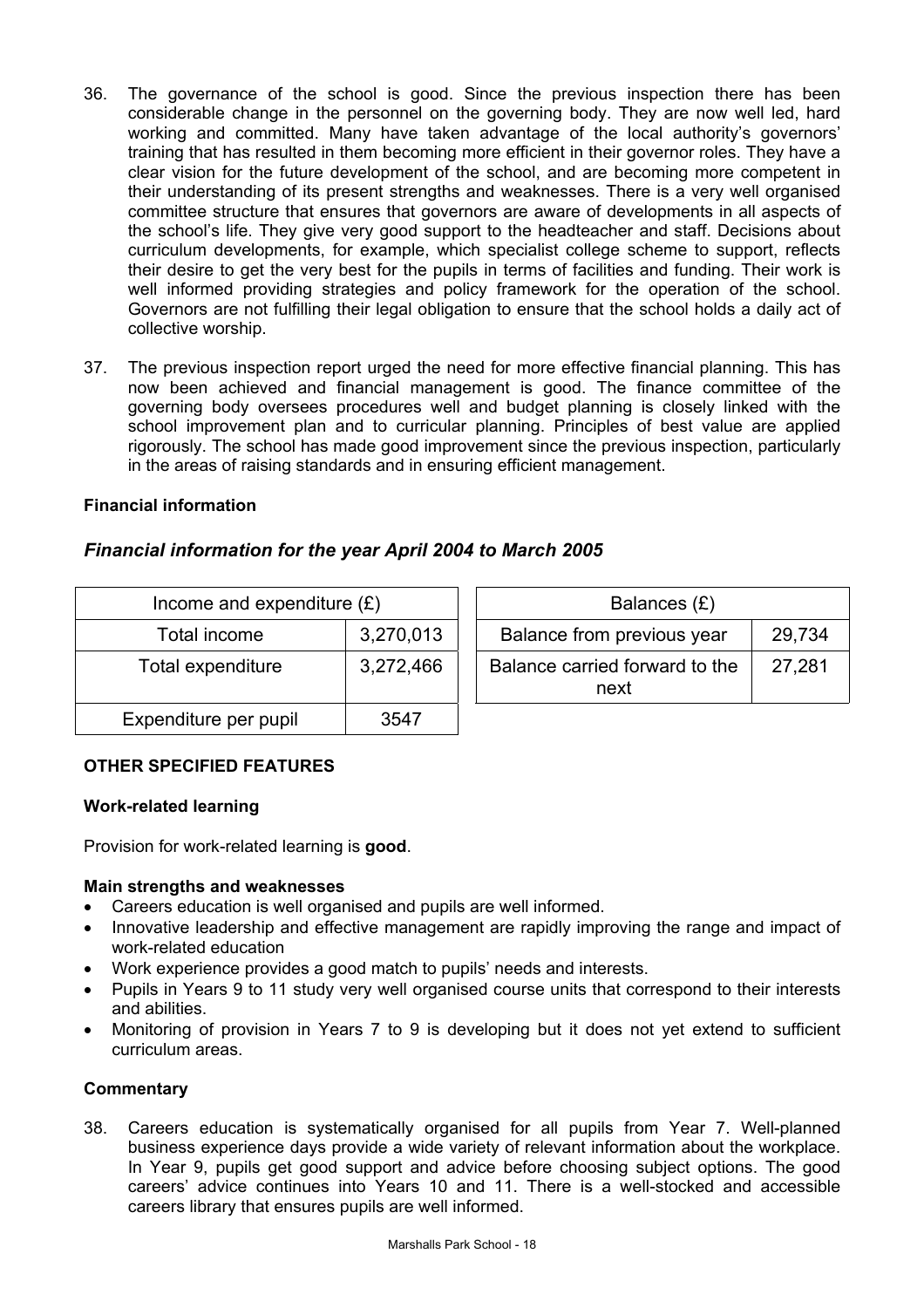36. The governance of the school is good. Since the previous inspection there has been considerable change in the personnel on the governing body. They are now well led, hard working and committed. Many have taken advantage of the local authority's governors' training that has resulted in them becoming more efficient in their governor roles. They have a clear vision for the future development of the school, and are becoming more competent in their understanding of its present strengths and weaknesses. There is a very well organised committee structure that ensures that governors are aware of developments in all aspects of the school's life. They give very good support to the headteacher and staff. Decisions about curriculum developments, for example, which specialist college scheme to support, reflects their desire to get the very best for the pupils in terms of facilities and funding. Their work is well informed providing strategies and policy framework for the operation of the school. Governors are not fulfilling their legal obligation to ensure that the school holds a daily act of collective worship.

37. The previous inspection report urged the need for more effective financial planning. This has now been achieved and financial management is good. The finance committee of the governing body oversees procedures well and budget planning is closely linked with the school improvement plan and to curricular planning. Principles of best value are applied rigorously. The school has made good improvement since the previous inspection, particularly in the areas of raising standards and in ensuring efficient management.

**Financial information**

### *Financial information for the year April 2004 to March 2005*

| Income and expenditure (£) | |
|---|---|
| Total income | 3,270,013 |
| Total expenditure | 3,272,466 |
| Expenditure per pupil | 3547 |

| Balances (£) | |
|---|---|
| Balance from previous year | 29,734 |
| Balance carried forward to the next | 27,281 |

**OTHER SPECIFIED FEATURES**

**Work-related learning**

Provision for work-related learning is **good**.

**Main strengths and weaknesses**

- Careers education is well organised and pupils are well informed.
- Innovative leadership and effective management are rapidly improving the range and impact of work-related education
- Work experience provides a good match to pupils' needs and interests.
- Pupils in Years 9 to 11 study very well organised course units that correspond to their interests and abilities.
- Monitoring of provision in Years 7 to 9 is developing but it does not yet extend to sufficient curriculum areas.

**Commentary**

38. Careers education is systematically organised for all pupils from Year 7. Well-planned business experience days provide a wide variety of relevant information about the workplace. In Year 9, pupils get good support and advice before choosing subject options. The good careers' advice continues into Years 10 and 11. There is a well-stocked and accessible careers library that ensures pupils are well informed.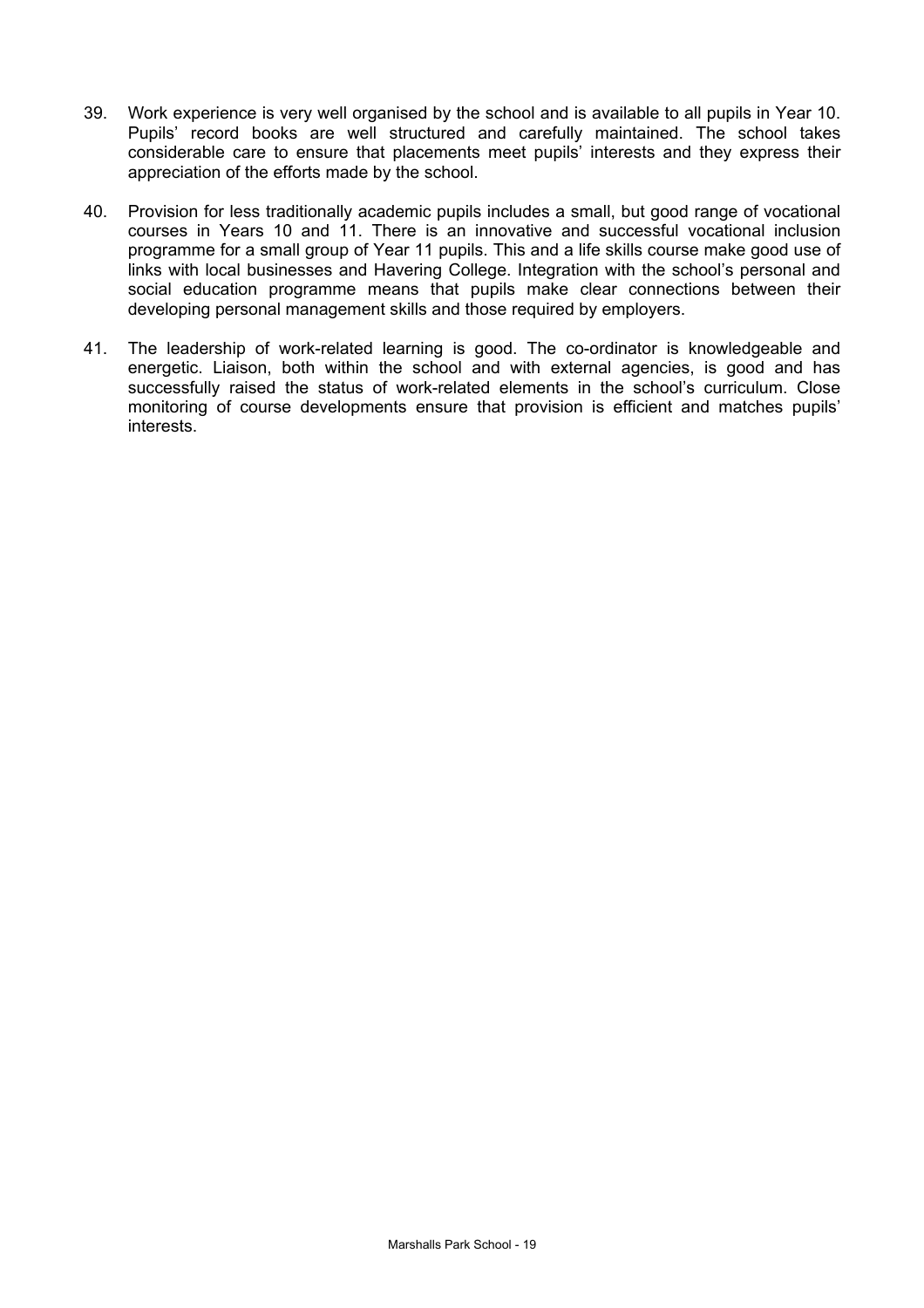39. Work experience is very well organised by the school and is available to all pupils in Year 10. Pupils' record books are well structured and carefully maintained. The school takes considerable care to ensure that placements meet pupils' interests and they express their appreciation of the efforts made by the school.

40. Provision for less traditionally academic pupils includes a small, but good range of vocational courses in Years 10 and 11. There is an innovative and successful vocational inclusion programme for a small group of Year 11 pupils. This and a life skills course make good use of links with local businesses and Havering College. Integration with the school's personal and social education programme means that pupils make clear connections between their developing personal management skills and those required by employers.

41. The leadership of work-related learning is good. The co-ordinator is knowledgeable and energetic. Liaison, both within the school and with external agencies, is good and has successfully raised the status of work-related elements in the school's curriculum. Close monitoring of course developments ensure that provision is efficient and matches pupils' interests.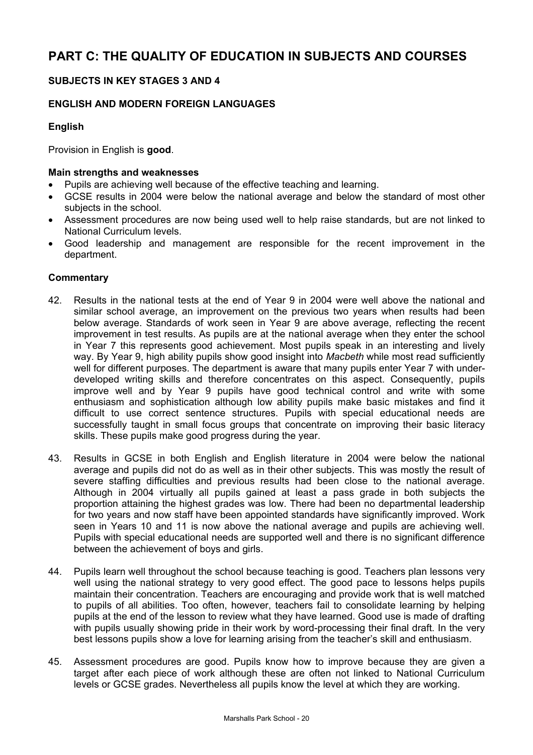# PART C: THE QUALITY OF EDUCATION IN SUBJECTS AND COURSES

## SUBJECTS IN KEY STAGES 3 AND 4

### ENGLISH AND MODERN FOREIGN LANGUAGES

#### English

Provision in English is **good**.

**Main strengths and weaknesses**

- Pupils are achieving well because of the effective teaching and learning.
- GCSE results in 2004 were below the national average and below the standard of most other subjects in the school.
- Assessment procedures are now being used well to help raise standards, but are not linked to National Curriculum levels.
- Good leadership and management are responsible for the recent improvement in the department.

**Commentary**

42. Results in the national tests at the end of Year 9 in 2004 were well above the national and similar school average, an improvement on the previous two years when results had been below average. Standards of work seen in Year 9 are above average, reflecting the recent improvement in test results. As pupils are at the national average when they enter the school in Year 7 this represents good achievement. Most pupils speak in an interesting and lively way. By Year 9, high ability pupils show good insight into *Macbeth* while most read sufficiently well for different purposes. The department is aware that many pupils enter Year 7 with under-developed writing skills and therefore concentrates on this aspect. Consequently, pupils improve well and by Year 9 pupils have good technical control and write with some enthusiasm and sophistication although low ability pupils make basic mistakes and find it difficult to use correct sentence structures. Pupils with special educational needs are successfully taught in small focus groups that concentrate on improving their basic literacy skills. These pupils make good progress during the year.

43. Results in GCSE in both English and English literature in 2004 were below the national average and pupils did not do as well as in their other subjects. This was mostly the result of severe staffing difficulties and previous results had been close to the national average. Although in 2004 virtually all pupils gained at least a pass grade in both subjects the proportion attaining the highest grades was low. There had been no departmental leadership for two years and now staff have been appointed standards have significantly improved. Work seen in Years 10 and 11 is now above the national average and pupils are achieving well. Pupils with special educational needs are supported well and there is no significant difference between the achievement of boys and girls.

44. Pupils learn well throughout the school because teaching is good. Teachers plan lessons very well using the national strategy to very good effect. The good pace to lessons helps pupils maintain their concentration. Teachers are encouraging and provide work that is well matched to pupils of all abilities. Too often, however, teachers fail to consolidate learning by helping pupils at the end of the lesson to review what they have learned. Good use is made of drafting with pupils usually showing pride in their work by word-processing their final draft. In the very best lessons pupils show a love for learning arising from the teacher's skill and enthusiasm.

45. Assessment procedures are good. Pupils know how to improve because they are given a target after each piece of work although these are often not linked to National Curriculum levels or GCSE grades. Nevertheless all pupils know the level at which they are working.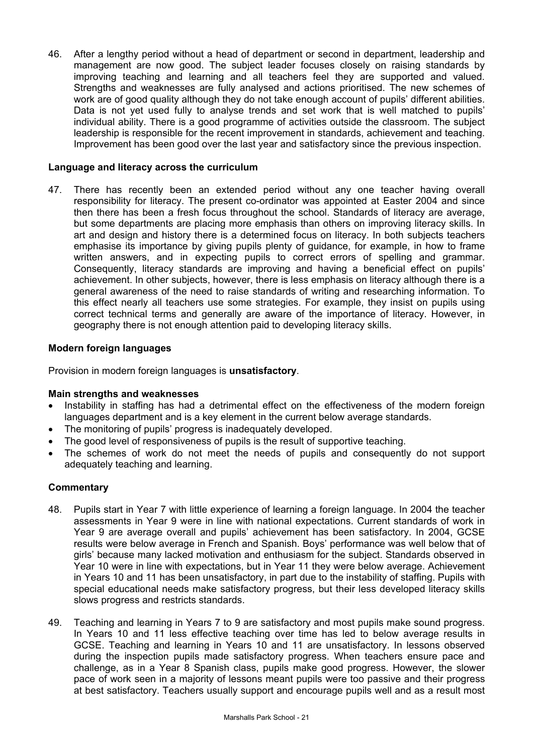46. After a lengthy period without a head of department or second in department, leadership and management are now good. The subject leader focuses closely on raising standards by improving teaching and learning and all teachers feel they are supported and valued. Strengths and weaknesses are fully analysed and actions prioritised. The new schemes of work are of good quality although they do not take enough account of pupils' different abilities. Data is not yet used fully to analyse trends and set work that is well matched to pupils' individual ability. There is a good programme of activities outside the classroom. The subject leadership is responsible for the recent improvement in standards, achievement and teaching. Improvement has been good over the last year and satisfactory since the previous inspection.

**Language and literacy across the curriculum**

47. There has recently been an extended period without any one teacher having overall responsibility for literacy. The present co-ordinator was appointed at Easter 2004 and since then there has been a fresh focus throughout the school. Standards of literacy are average, but some departments are placing more emphasis than others on improving literacy skills. In art and design and history there is a determined focus on literacy. In both subjects teachers emphasise its importance by giving pupils plenty of guidance, for example, in how to frame written answers, and in expecting pupils to correct errors of spelling and grammar. Consequently, literacy standards are improving and having a beneficial effect on pupils' achievement. In other subjects, however, there is less emphasis on literacy although there is a general awareness of the need to raise standards of writing and researching information. To this effect nearly all teachers use some strategies. For example, they insist on pupils using correct technical terms and generally are aware of the importance of literacy. However, in geography there is not enough attention paid to developing literacy skills.

**Modern foreign languages**

Provision in modern foreign languages is **unsatisfactory**.

**Main strengths and weaknesses**

- Instability in staffing has had a detrimental effect on the effectiveness of the modern foreign languages department and is a key element in the current below average standards.
- The monitoring of pupils' progress is inadequately developed.
- The good level of responsiveness of pupils is the result of supportive teaching.
- The schemes of work do not meet the needs of pupils and consequently do not support adequately teaching and learning.

**Commentary**

48. Pupils start in Year 7 with little experience of learning a foreign language. In 2004 the teacher assessments in Year 9 were in line with national expectations. Current standards of work in Year 9 are average overall and pupils' achievement has been satisfactory. In 2004, GCSE results were below average in French and Spanish. Boys' performance was well below that of girls' because many lacked motivation and enthusiasm for the subject. Standards observed in Year 10 were in line with expectations, but in Year 11 they were below average. Achievement in Years 10 and 11 has been unsatisfactory, in part due to the instability of staffing. Pupils with special educational needs make satisfactory progress, but their less developed literacy skills slows progress and restricts standards.

49. Teaching and learning in Years 7 to 9 are satisfactory and most pupils make sound progress. In Years 10 and 11 less effective teaching over time has led to below average results in GCSE. Teaching and learning in Years 10 and 11 are unsatisfactory. In lessons observed during the inspection pupils made satisfactory progress. When teachers ensure pace and challenge, as in a Year 8 Spanish class, pupils make good progress. However, the slower pace of work seen in a majority of lessons meant pupils were too passive and their progress at best satisfactory. Teachers usually support and encourage pupils well and as a result most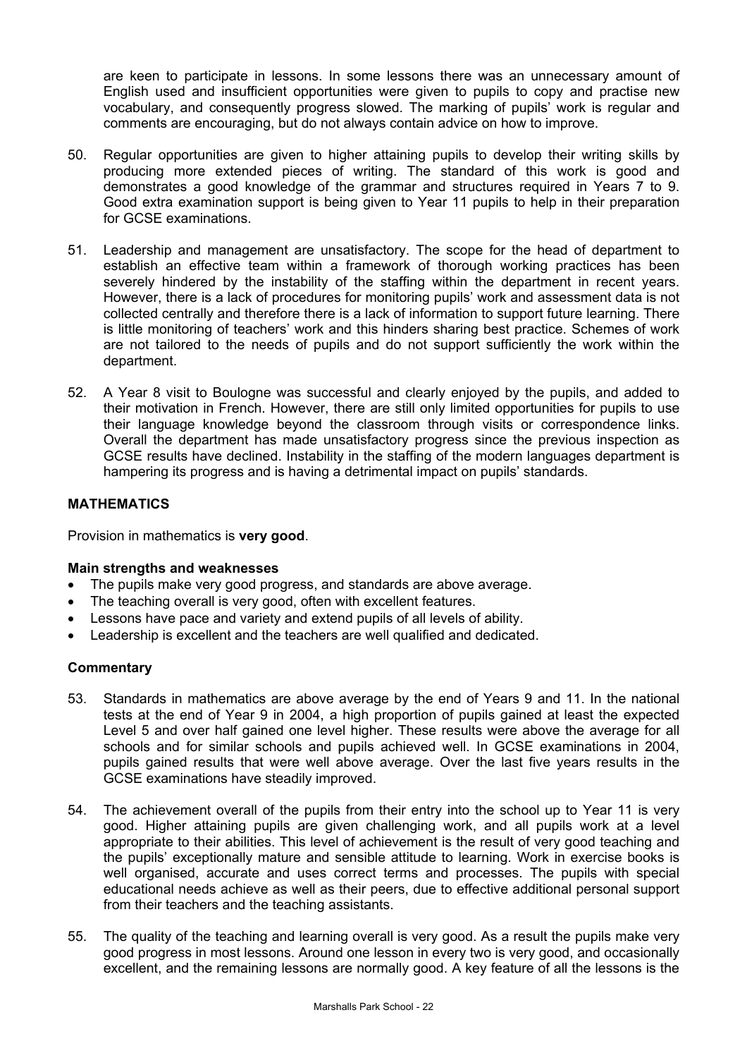are keen to participate in lessons. In some lessons there was an unnecessary amount of English used and insufficient opportunities were given to pupils to copy and practise new vocabulary, and consequently progress slowed. The marking of pupils' work is regular and comments are encouraging, but do not always contain advice on how to improve.

50. Regular opportunities are given to higher attaining pupils to develop their writing skills by producing more extended pieces of writing. The standard of this work is good and demonstrates a good knowledge of the grammar and structures required in Years 7 to 9. Good extra examination support is being given to Year 11 pupils to help in their preparation for GCSE examinations.

51. Leadership and management are unsatisfactory. The scope for the head of department to establish an effective team within a framework of thorough working practices has been severely hindered by the instability of the staffing within the department in recent years. However, there is a lack of procedures for monitoring pupils' work and assessment data is not collected centrally and therefore there is a lack of information to support future learning. There is little monitoring of teachers' work and this hinders sharing best practice. Schemes of work are not tailored to the needs of pupils and do not support sufficiently the work within the department.

52. A Year 8 visit to Boulogne was successful and clearly enjoyed by the pupils, and added to their motivation in French. However, there are still only limited opportunities for pupils to use their language knowledge beyond the classroom through visits or correspondence links. Overall the department has made unsatisfactory progress since the previous inspection as GCSE results have declined. Instability in the staffing of the modern languages department is hampering its progress and is having a detrimental impact on pupils' standards.

## MATHEMATICS

Provision in mathematics is **very good**.

### Main strengths and weaknesses

- The pupils make very good progress, and standards are above average.
- The teaching overall is very good, often with excellent features.
- Lessons have pace and variety and extend pupils of all levels of ability.
- Leadership is excellent and the teachers are well qualified and dedicated.

### Commentary

53. Standards in mathematics are above average by the end of Years 9 and 11. In the national tests at the end of Year 9 in 2004, a high proportion of pupils gained at least the expected Level 5 and over half gained one level higher. These results were above the average for all schools and for similar schools and pupils achieved well. In GCSE examinations in 2004, pupils gained results that were well above average. Over the last five years results in the GCSE examinations have steadily improved.

54. The achievement overall of the pupils from their entry into the school up to Year 11 is very good. Higher attaining pupils are given challenging work, and all pupils work at a level appropriate to their abilities. This level of achievement is the result of very good teaching and the pupils' exceptionally mature and sensible attitude to learning. Work in exercise books is well organised, accurate and uses correct terms and processes. The pupils with special educational needs achieve as well as their peers, due to effective additional personal support from their teachers and the teaching assistants.

55. The quality of the teaching and learning overall is very good. As a result the pupils make very good progress in most lessons. Around one lesson in every two is very good, and occasionally excellent, and the remaining lessons are normally good. A key feature of all the lessons is the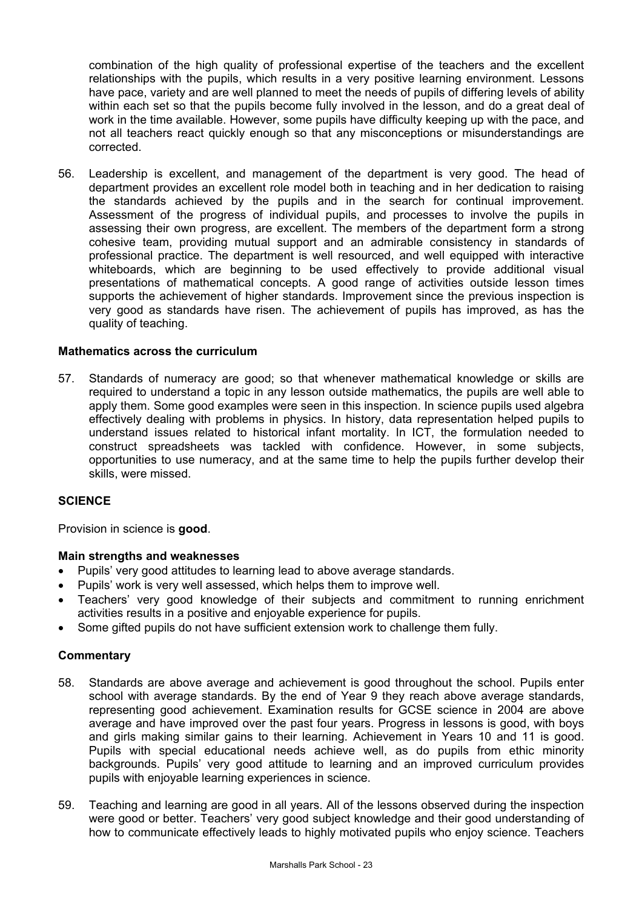combination of the high quality of professional expertise of the teachers and the excellent relationships with the pupils, which results in a very positive learning environment. Lessons have pace, variety and are well planned to meet the needs of pupils of differing levels of ability within each set so that the pupils become fully involved in the lesson, and do a great deal of work in the time available. However, some pupils have difficulty keeping up with the pace, and not all teachers react quickly enough so that any misconceptions or misunderstandings are corrected.

56. Leadership is excellent, and management of the department is very good. The head of department provides an excellent role model both in teaching and in her dedication to raising the standards achieved by the pupils and in the search for continual improvement. Assessment of the progress of individual pupils, and processes to involve the pupils in assessing their own progress, are excellent. The members of the department form a strong cohesive team, providing mutual support and an admirable consistency in standards of professional practice. The department is well resourced, and well equipped with interactive whiteboards, which are beginning to be used effectively to provide additional visual presentations of mathematical concepts. A good range of activities outside lesson times supports the achievement of higher standards. Improvement since the previous inspection is very good as standards have risen. The achievement of pupils has improved, as has the quality of teaching.

### Mathematics across the curriculum

57. Standards of numeracy are good; so that whenever mathematical knowledge or skills are required to understand a topic in any lesson outside mathematics, the pupils are well able to apply them. Some good examples were seen in this inspection. In science pupils used algebra effectively dealing with problems in physics. In history, data representation helped pupils to understand issues related to historical infant mortality. In ICT, the formulation needed to construct spreadsheets was tackled with confidence. However, in some subjects, opportunities to use numeracy, and at the same time to help the pupils further develop their skills, were missed.

## SCIENCE

Provision in science is **good**.

### Main strengths and weaknesses

- Pupils' very good attitudes to learning lead to above average standards.
- Pupils' work is very well assessed, which helps them to improve well.
- Teachers' very good knowledge of their subjects and commitment to running enrichment activities results in a positive and enjoyable experience for pupils.
- Some gifted pupils do not have sufficient extension work to challenge them fully.

### Commentary

58. Standards are above average and achievement is good throughout the school. Pupils enter school with average standards. By the end of Year 9 they reach above average standards, representing good achievement. Examination results for GCSE science in 2004 are above average and have improved over the past four years. Progress in lessons is good, with boys and girls making similar gains to their learning. Achievement in Years 10 and 11 is good. Pupils with special educational needs achieve well, as do pupils from ethic minority backgrounds. Pupils' very good attitude to learning and an improved curriculum provides pupils with enjoyable learning experiences in science.

59. Teaching and learning are good in all years. All of the lessons observed during the inspection were good or better. Teachers' very good subject knowledge and their good understanding of how to communicate effectively leads to highly motivated pupils who enjoy science. Teachers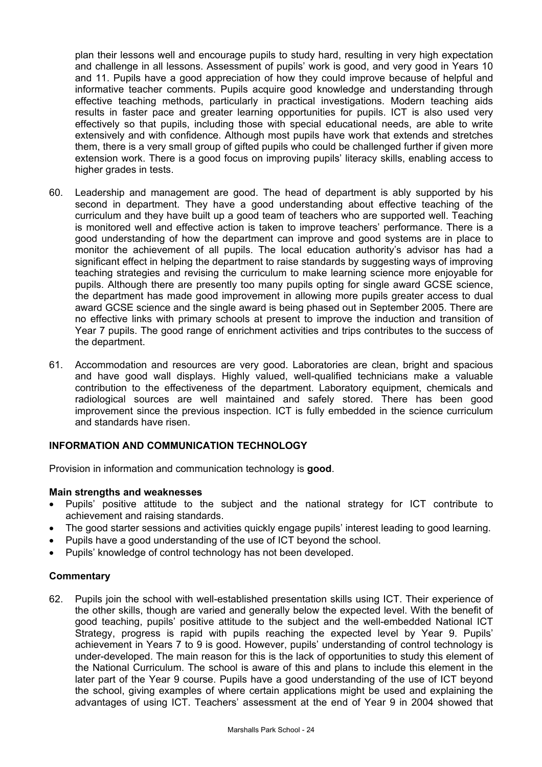plan their lessons well and encourage pupils to study hard, resulting in very high expectation and challenge in all lessons. Assessment of pupils' work is good, and very good in Years 10 and 11. Pupils have a good appreciation of how they could improve because of helpful and informative teacher comments. Pupils acquire good knowledge and understanding through effective teaching methods, particularly in practical investigations. Modern teaching aids results in faster pace and greater learning opportunities for pupils. ICT is also used very effectively so that pupils, including those with special educational needs, are able to write extensively and with confidence. Although most pupils have work that extends and stretches them, there is a very small group of gifted pupils who could be challenged further if given more extension work. There is a good focus on improving pupils' literacy skills, enabling access to higher grades in tests.

60. Leadership and management are good. The head of department is ably supported by his second in department. They have a good understanding about effective teaching of the curriculum and they have built up a good team of teachers who are supported well. Teaching is monitored well and effective action is taken to improve teachers' performance. There is a good understanding of how the department can improve and good systems are in place to monitor the achievement of all pupils. The local education authority's advisor has had a significant effect in helping the department to raise standards by suggesting ways of improving teaching strategies and revising the curriculum to make learning science more enjoyable for pupils. Although there are presently too many pupils opting for single award GCSE science, the department has made good improvement in allowing more pupils greater access to dual award GCSE science and the single award is being phased out in September 2005. There are no effective links with primary schools at present to improve the induction and transition of Year 7 pupils. The good range of enrichment activities and trips contributes to the success of the department.

61. Accommodation and resources are very good. Laboratories are clean, bright and spacious and have good wall displays. Highly valued, well-qualified technicians make a valuable contribution to the effectiveness of the department. Laboratory equipment, chemicals and radiological sources are well maintained and safely stored. There has been good improvement since the previous inspection. ICT is fully embedded in the science curriculum and standards have risen.

## INFORMATION AND COMMUNICATION TECHNOLOGY

Provision in information and communication technology is **good**.

### Main strengths and weaknesses

- Pupils' positive attitude to the subject and the national strategy for ICT contribute to achievement and raising standards.
- The good starter sessions and activities quickly engage pupils' interest leading to good learning.
- Pupils have a good understanding of the use of ICT beyond the school.
- Pupils' knowledge of control technology has not been developed.

### Commentary

62. Pupils join the school with well-established presentation skills using ICT. Their experience of the other skills, though are varied and generally below the expected level. With the benefit of good teaching, pupils' positive attitude to the subject and the well-embedded National ICT Strategy, progress is rapid with pupils reaching the expected level by Year 9. Pupils' achievement in Years 7 to 9 is good. However, pupils' understanding of control technology is under-developed. The main reason for this is the lack of opportunities to study this element of the National Curriculum. The school is aware of this and plans to include this element in the later part of the Year 9 course. Pupils have a good understanding of the use of ICT beyond the school, giving examples of where certain applications might be used and explaining the advantages of using ICT. Teachers' assessment at the end of Year 9 in 2004 showed that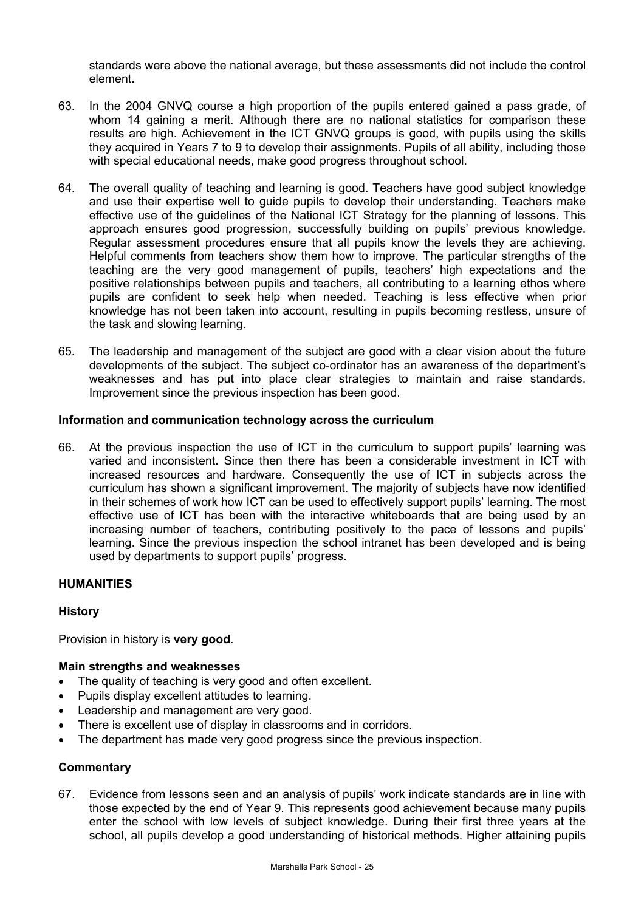standards were above the national average, but these assessments did not include the control element.

63. In the 2004 GNVQ course a high proportion of the pupils entered gained a pass grade, of whom 14 gaining a merit. Although there are no national statistics for comparison these results are high. Achievement in the ICT GNVQ groups is good, with pupils using the skills they acquired in Years 7 to 9 to develop their assignments. Pupils of all ability, including those with special educational needs, make good progress throughout school.

64. The overall quality of teaching and learning is good. Teachers have good subject knowledge and use their expertise well to guide pupils to develop their understanding. Teachers make effective use of the guidelines of the National ICT Strategy for the planning of lessons. This approach ensures good progression, successfully building on pupils' previous knowledge. Regular assessment procedures ensure that all pupils know the levels they are achieving. Helpful comments from teachers show them how to improve. The particular strengths of the teaching are the very good management of pupils, teachers' high expectations and the positive relationships between pupils and teachers, all contributing to a learning ethos where pupils are confident to seek help when needed. Teaching is less effective when prior knowledge has not been taken into account, resulting in pupils becoming restless, unsure of the task and slowing learning.

65. The leadership and management of the subject are good with a clear vision about the future developments of the subject. The subject co-ordinator has an awareness of the department's weaknesses and has put into place clear strategies to maintain and raise standards. Improvement since the previous inspection has been good.

### Information and communication technology across the curriculum

66. At the previous inspection the use of ICT in the curriculum to support pupils' learning was varied and inconsistent. Since then there has been a considerable investment in ICT with increased resources and hardware. Consequently the use of ICT in subjects across the curriculum has shown a significant improvement. The majority of subjects have now identified in their schemes of work how ICT can be used to effectively support pupils' learning. The most effective use of ICT has been with the interactive whiteboards that are being used by an increasing number of teachers, contributing positively to the pace of lessons and pupils' learning. Since the previous inspection the school intranet has been developed and is being used by departments to support pupils' progress.

## HUMANITIES

### History

Provision in history is **very good**.

#### Main strengths and weaknesses

- The quality of teaching is very good and often excellent.
- Pupils display excellent attitudes to learning.
- Leadership and management are very good.
- There is excellent use of display in classrooms and in corridors.
- The department has made very good progress since the previous inspection.

#### Commentary

67. Evidence from lessons seen and an analysis of pupils' work indicate standards are in line with those expected by the end of Year 9. This represents good achievement because many pupils enter the school with low levels of subject knowledge. During their first three years at the school, all pupils develop a good understanding of historical methods. Higher attaining pupils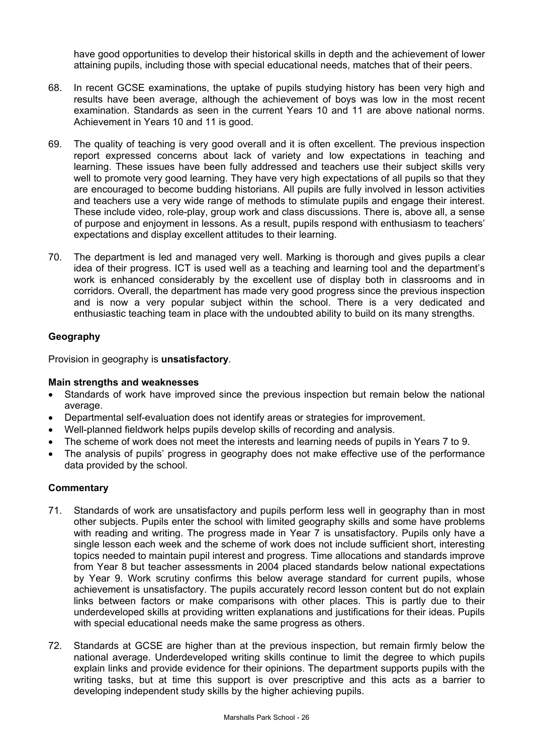have good opportunities to develop their historical skills in depth and the achievement of lower attaining pupils, including those with special educational needs, matches that of their peers.

68. In recent GCSE examinations, the uptake of pupils studying history has been very high and results have been average, although the achievement of boys was low in the most recent examination. Standards as seen in the current Years 10 and 11 are above national norms. Achievement in Years 10 and 11 is good.

69. The quality of teaching is very good overall and it is often excellent. The previous inspection report expressed concerns about lack of variety and low expectations in teaching and learning. These issues have been fully addressed and teachers use their subject skills very well to promote very good learning. They have very high expectations of all pupils so that they are encouraged to become budding historians. All pupils are fully involved in lesson activities and teachers use a very wide range of methods to stimulate pupils and engage their interest. These include video, role-play, group work and class discussions. There is, above all, a sense of purpose and enjoyment in lessons. As a result, pupils respond with enthusiasm to teachers' expectations and display excellent attitudes to their learning.

70. The department is led and managed very well. Marking is thorough and gives pupils a clear idea of their progress. ICT is used well as a teaching and learning tool and the department's work is enhanced considerably by the excellent use of display both in classrooms and in corridors. Overall, the department has made very good progress since the previous inspection and is now a very popular subject within the school. There is a very dedicated and enthusiastic teaching team in place with the undoubted ability to build on its many strengths.

### Geography

Provision in geography is **unsatisfactory**.

#### Main strengths and weaknesses

- Standards of work have improved since the previous inspection but remain below the national average.
- Departmental self-evaluation does not identify areas or strategies for improvement.
- Well-planned fieldwork helps pupils develop skills of recording and analysis.
- The scheme of work does not meet the interests and learning needs of pupils in Years 7 to 9.
- The analysis of pupils' progress in geography does not make effective use of the performance data provided by the school.

#### Commentary

71. Standards of work are unsatisfactory and pupils perform less well in geography than in most other subjects. Pupils enter the school with limited geography skills and some have problems with reading and writing. The progress made in Year 7 is unsatisfactory. Pupils only have a single lesson each week and the scheme of work does not include sufficient short, interesting topics needed to maintain pupil interest and progress. Time allocations and standards improve from Year 8 but teacher assessments in 2004 placed standards below national expectations by Year 9. Work scrutiny confirms this below average standard for current pupils, whose achievement is unsatisfactory. The pupils accurately record lesson content but do not explain links between factors or make comparisons with other places. This is partly due to their underdeveloped skills at providing written explanations and justifications for their ideas. Pupils with special educational needs make the same progress as others.

72. Standards at GCSE are higher than at the previous inspection, but remain firmly below the national average. Underdeveloped writing skills continue to limit the degree to which pupils explain links and provide evidence for their opinions. The department supports pupils with the writing tasks, but at time this support is over prescriptive and this acts as a barrier to developing independent study skills by the higher achieving pupils.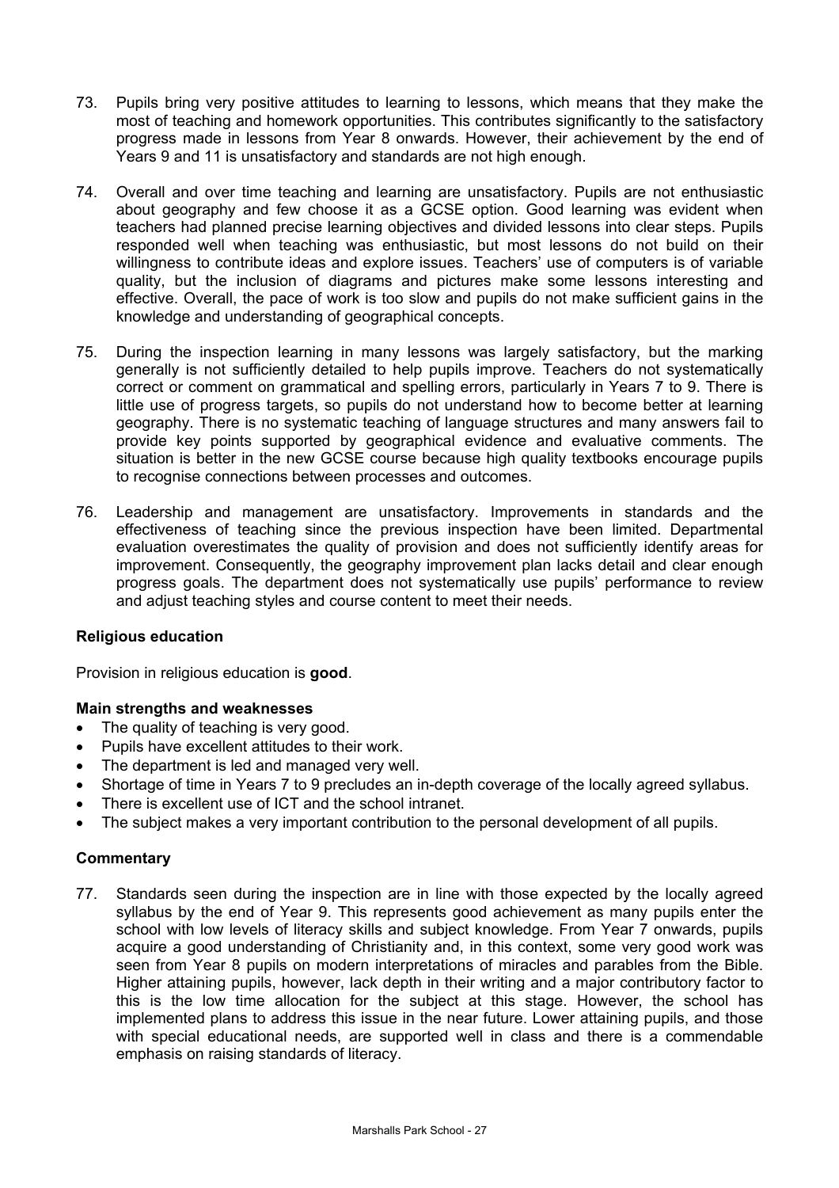73. Pupils bring very positive attitudes to learning to lessons, which means that they make the most of teaching and homework opportunities. This contributes significantly to the satisfactory progress made in lessons from Year 8 onwards. However, their achievement by the end of Years 9 and 11 is unsatisfactory and standards are not high enough.

74. Overall and over time teaching and learning are unsatisfactory. Pupils are not enthusiastic about geography and few choose it as a GCSE option. Good learning was evident when teachers had planned precise learning objectives and divided lessons into clear steps. Pupils responded well when teaching was enthusiastic, but most lessons do not build on their willingness to contribute ideas and explore issues. Teachers' use of computers is of variable quality, but the inclusion of diagrams and pictures make some lessons interesting and effective. Overall, the pace of work is too slow and pupils do not make sufficient gains in the knowledge and understanding of geographical concepts.

75. During the inspection learning in many lessons was largely satisfactory, but the marking generally is not sufficiently detailed to help pupils improve. Teachers do not systematically correct or comment on grammatical and spelling errors, particularly in Years 7 to 9. There is little use of progress targets, so pupils do not understand how to become better at learning geography. There is no systematic teaching of language structures and many answers fail to provide key points supported by geographical evidence and evaluative comments. The situation is better in the new GCSE course because high quality textbooks encourage pupils to recognise connections between processes and outcomes.

76. Leadership and management are unsatisfactory. Improvements in standards and the effectiveness of teaching since the previous inspection have been limited. Departmental evaluation overestimates the quality of provision and does not sufficiently identify areas for improvement. Consequently, the geography improvement plan lacks detail and clear enough progress goals. The department does not systematically use pupils' performance to review and adjust teaching styles and course content to meet their needs.

### Religious education

Provision in religious education is **good**.

#### Main strengths and weaknesses

- The quality of teaching is very good.
- Pupils have excellent attitudes to their work.
- The department is led and managed very well.
- Shortage of time in Years 7 to 9 precludes an in-depth coverage of the locally agreed syllabus.
- There is excellent use of ICT and the school intranet.
- The subject makes a very important contribution to the personal development of all pupils.

#### Commentary

77. Standards seen during the inspection are in line with those expected by the locally agreed syllabus by the end of Year 9. This represents good achievement as many pupils enter the school with low levels of literacy skills and subject knowledge. From Year 7 onwards, pupils acquire a good understanding of Christianity and, in this context, some very good work was seen from Year 8 pupils on modern interpretations of miracles and parables from the Bible. Higher attaining pupils, however, lack depth in their writing and a major contributory factor to this is the low time allocation for the subject at this stage. However, the school has implemented plans to address this issue in the near future. Lower attaining pupils, and those with special educational needs, are supported well in class and there is a commendable emphasis on raising standards of literacy.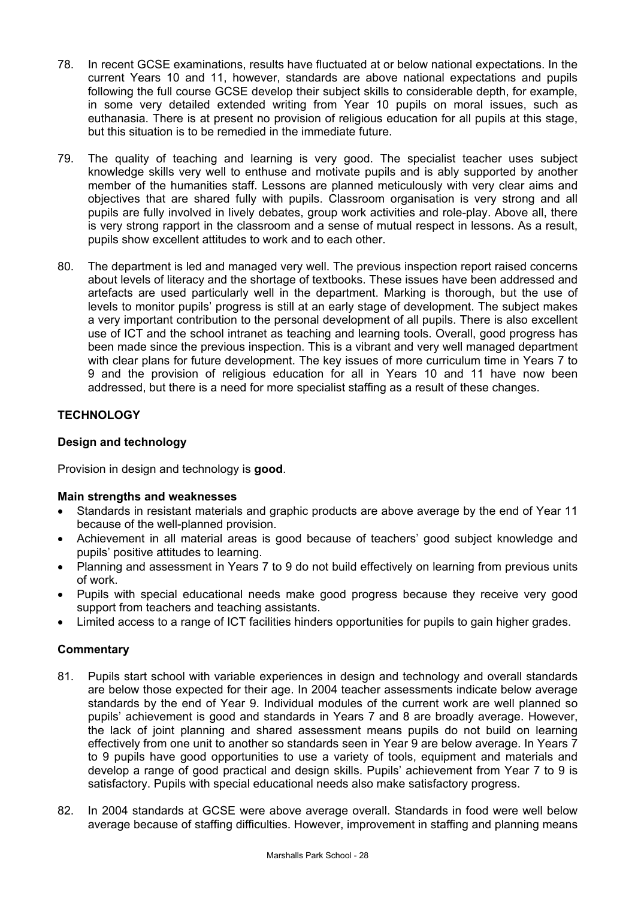78. In recent GCSE examinations, results have fluctuated at or below national expectations. In the current Years 10 and 11, however, standards are above national expectations and pupils following the full course GCSE develop their subject skills to considerable depth, for example, in some very detailed extended writing from Year 10 pupils on moral issues, such as euthanasia. There is at present no provision of religious education for all pupils at this stage, but this situation is to be remedied in the immediate future.

79. The quality of teaching and learning is very good. The specialist teacher uses subject knowledge skills very well to enthuse and motivate pupils and is ably supported by another member of the humanities staff. Lessons are planned meticulously with very clear aims and objectives that are shared fully with pupils. Classroom organisation is very strong and all pupils are fully involved in lively debates, group work activities and role-play. Above all, there is very strong rapport in the classroom and a sense of mutual respect in lessons. As a result, pupils show excellent attitudes to work and to each other.

80. The department is led and managed very well. The previous inspection report raised concerns about levels of literacy and the shortage of textbooks. These issues have been addressed and artefacts are used particularly well in the department. Marking is thorough, but the use of levels to monitor pupils' progress is still at an early stage of development. The subject makes a very important contribution to the personal development of all pupils. There is also excellent use of ICT and the school intranet as teaching and learning tools. Overall, good progress has been made since the previous inspection. This is a vibrant and very well managed department with clear plans for future development. The key issues of more curriculum time in Years 7 to 9 and the provision of religious education for all in Years 10 and 11 have now been addressed, but there is a need for more specialist staffing as a result of these changes.

## TECHNOLOGY

### Design and technology

Provision in design and technology is **good**.

#### Main strengths and weaknesses

- Standards in resistant materials and graphic products are above average by the end of Year 11 because of the well-planned provision.
- Achievement in all material areas is good because of teachers' good subject knowledge and pupils' positive attitudes to learning.
- Planning and assessment in Years 7 to 9 do not build effectively on learning from previous units of work.
- Pupils with special educational needs make good progress because they receive very good support from teachers and teaching assistants.
- Limited access to a range of ICT facilities hinders opportunities for pupils to gain higher grades.

#### Commentary

81. Pupils start school with variable experiences in design and technology and overall standards are below those expected for their age. In 2004 teacher assessments indicate below average standards by the end of Year 9. Individual modules of the current work are well planned so pupils' achievement is good and standards in Years 7 and 8 are broadly average. However, the lack of joint planning and shared assessment means pupils do not build on learning effectively from one unit to another so standards seen in Year 9 are below average. In Years 7 to 9 pupils have good opportunities to use a variety of tools, equipment and materials and develop a range of good practical and design skills. Pupils' achievement from Year 7 to 9 is satisfactory. Pupils with special educational needs also make satisfactory progress.

82. In 2004 standards at GCSE were above average overall. Standards in food were well below average because of staffing difficulties. However, improvement in staffing and planning means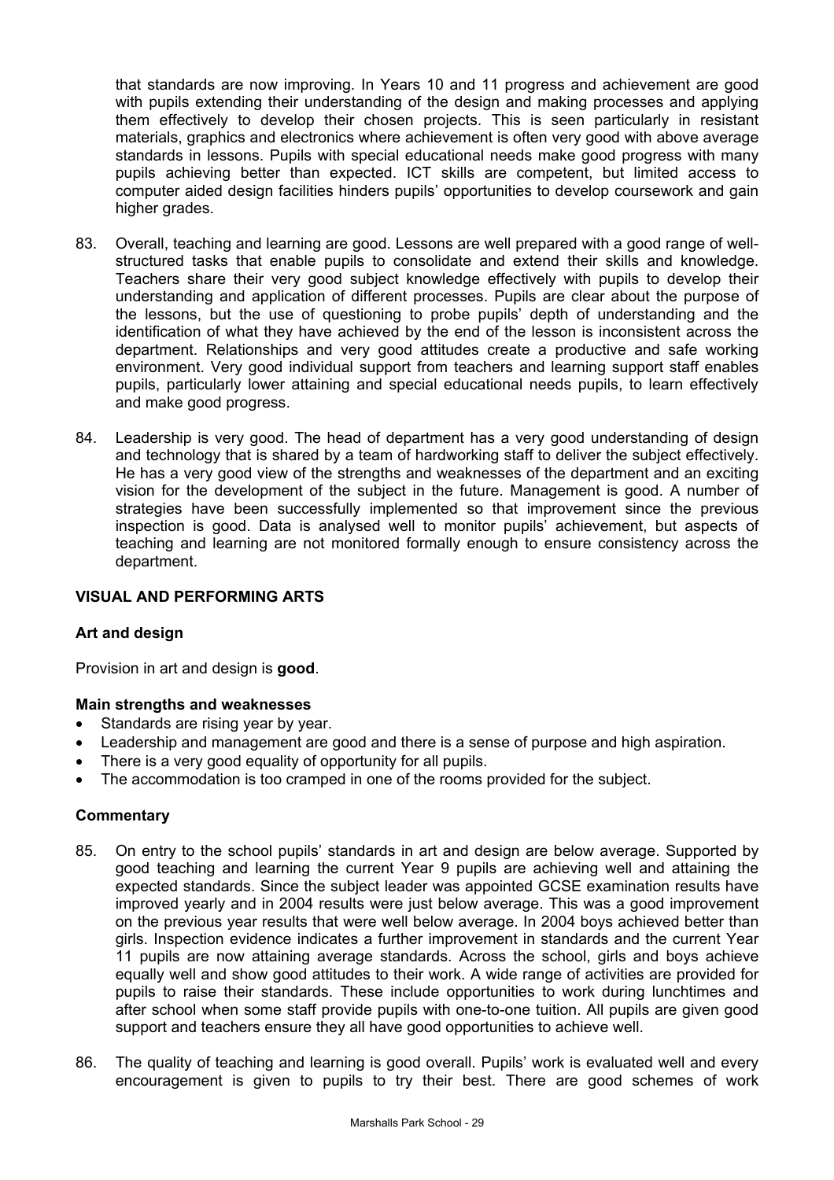that standards are now improving. In Years 10 and 11 progress and achievement are good with pupils extending their understanding of the design and making processes and applying them effectively to develop their chosen projects. This is seen particularly in resistant materials, graphics and electronics where achievement is often very good with above average standards in lessons. Pupils with special educational needs make good progress with many pupils achieving better than expected. ICT skills are competent, but limited access to computer aided design facilities hinders pupils' opportunities to develop coursework and gain higher grades.

83. Overall, teaching and learning are good. Lessons are well prepared with a good range of well-structured tasks that enable pupils to consolidate and extend their skills and knowledge. Teachers share their very good subject knowledge effectively with pupils to develop their understanding and application of different processes. Pupils are clear about the purpose of the lessons, but the use of questioning to probe pupils' depth of understanding and the identification of what they have achieved by the end of the lesson is inconsistent across the department. Relationships and very good attitudes create a productive and safe working environment. Very good individual support from teachers and learning support staff enables pupils, particularly lower attaining and special educational needs pupils, to learn effectively and make good progress.

84. Leadership is very good. The head of department has a very good understanding of design and technology that is shared by a team of hardworking staff to deliver the subject effectively. He has a very good view of the strengths and weaknesses of the department and an exciting vision for the development of the subject in the future. Management is good. A number of strategies have been successfully implemented so that improvement since the previous inspection is good. Data is analysed well to monitor pupils' achievement, but aspects of teaching and learning are not monitored formally enough to ensure consistency across the department.

## VISUAL AND PERFORMING ARTS

### Art and design

Provision in art and design is **good**.

#### Main strengths and weaknesses

- Standards are rising year by year.
- Leadership and management are good and there is a sense of purpose and high aspiration.
- There is a very good equality of opportunity for all pupils.
- The accommodation is too cramped in one of the rooms provided for the subject.

#### Commentary

85. On entry to the school pupils' standards in art and design are below average. Supported by good teaching and learning the current Year 9 pupils are achieving well and attaining the expected standards. Since the subject leader was appointed GCSE examination results have improved yearly and in 2004 results were just below average. This was a good improvement on the previous year results that were well below average. In 2004 boys achieved better than girls. Inspection evidence indicates a further improvement in standards and the current Year 11 pupils are now attaining average standards. Across the school, girls and boys achieve equally well and show good attitudes to their work. A wide range of activities are provided for pupils to raise their standards. These include opportunities to work during lunchtimes and after school when some staff provide pupils with one-to-one tuition. All pupils are given good support and teachers ensure they all have good opportunities to achieve well.

86. The quality of teaching and learning is good overall. Pupils' work is evaluated well and every encouragement is given to pupils to try their best. There are good schemes of work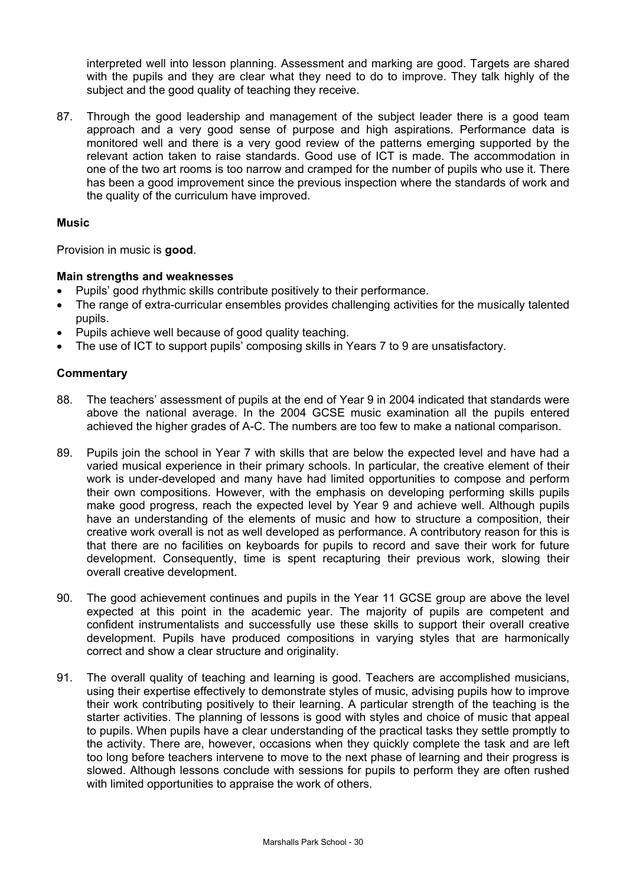interpreted well into lesson planning. Assessment and marking are good. Targets are shared with the pupils and they are clear what they need to do to improve. They talk highly of the subject and the good quality of teaching they receive.

87. Through the good leadership and management of the subject leader there is a good team approach and a very good sense of purpose and high aspirations. Performance data is monitored well and there is a very good review of the patterns emerging supported by the relevant action taken to raise standards. Good use of ICT is made. The accommodation in one of the two art rooms is too narrow and cramped for the number of pupils who use it. There has been a good improvement since the previous inspection where the standards of work and the quality of the curriculum have improved.

### Music

Provision in music is **good**.

#### Main strengths and weaknesses

- Pupils' good rhythmic skills contribute positively to their performance.
- The range of extra-curricular ensembles provides challenging activities for the musically talented pupils.
- Pupils achieve well because of good quality teaching.
- The use of ICT to support pupils' composing skills in Years 7 to 9 are unsatisfactory.

#### Commentary

88. The teachers' assessment of pupils at the end of Year 9 in 2004 indicated that standards were above the national average. In the 2004 GCSE music examination all the pupils entered achieved the higher grades of A-C. The numbers are too few to make a national comparison.

89. Pupils join the school in Year 7 with skills that are below the expected level and have had a varied musical experience in their primary schools. In particular, the creative element of their work is under-developed and many have had limited opportunities to compose and perform their own compositions. However, with the emphasis on developing performing skills pupils make good progress, reach the expected level by Year 9 and achieve well. Although pupils have an understanding of the elements of music and how to structure a composition, their creative work overall is not as well developed as performance. A contributory reason for this is that there are no facilities on keyboards for pupils to record and save their work for future development. Consequently, time is spent recapturing their previous work, slowing their overall creative development.

90. The good achievement continues and pupils in the Year 11 GCSE group are above the level expected at this point in the academic year. The majority of pupils are competent and confident instrumentalists and successfully use these skills to support their overall creative development. Pupils have produced compositions in varying styles that are harmonically correct and show a clear structure and originality.

91. The overall quality of teaching and learning is good. Teachers are accomplished musicians, using their expertise effectively to demonstrate styles of music, advising pupils how to improve their work contributing positively to their learning. A particular strength of the teaching is the starter activities. The planning of lessons is good with styles and choice of music that appeal to pupils. When pupils have a clear understanding of the practical tasks they settle promptly to the activity. There are, however, occasions when they quickly complete the task and are left too long before teachers intervene to move to the next phase of learning and their progress is slowed. Although lessons conclude with sessions for pupils to perform they are often rushed with limited opportunities to appraise the work of others.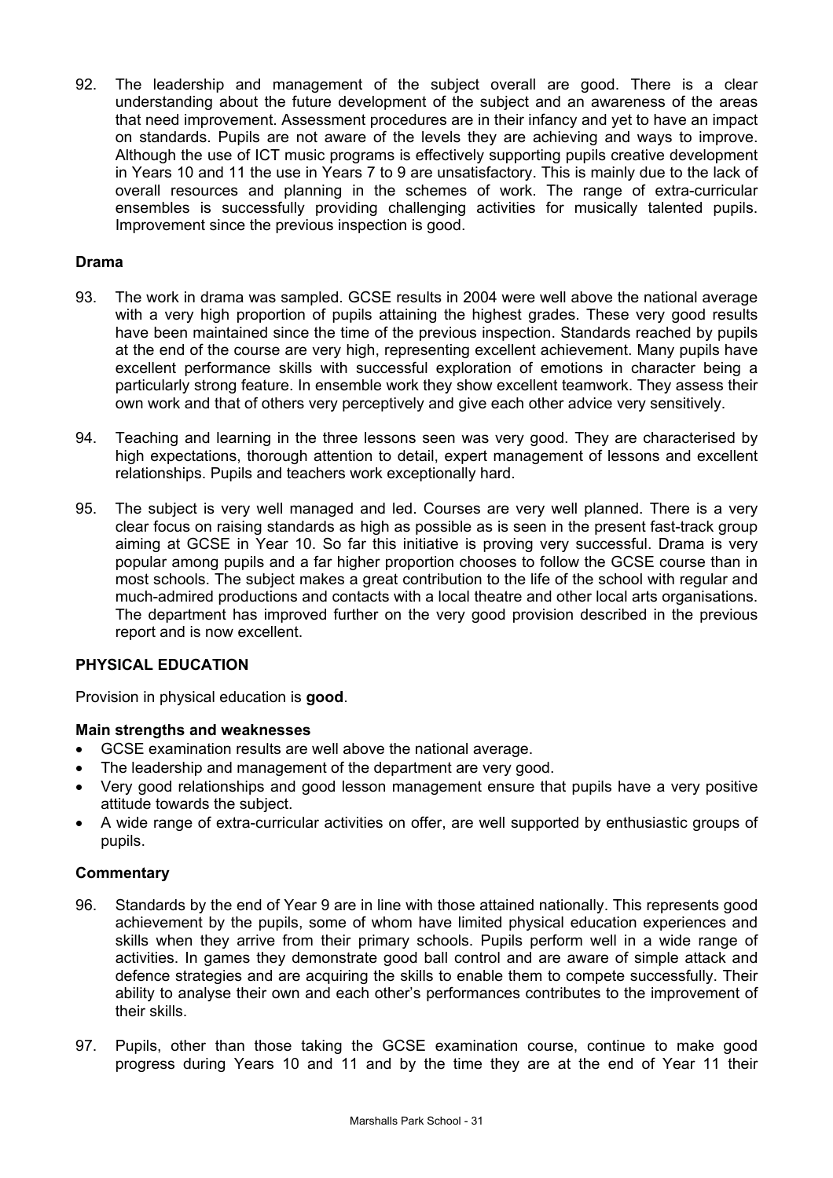92. The leadership and management of the subject overall are good. There is a clear understanding about the future development of the subject and an awareness of the areas that need improvement. Assessment procedures are in their infancy and yet to have an impact on standards. Pupils are not aware of the levels they are achieving and ways to improve. Although the use of ICT music programs is effectively supporting pupils creative development in Years 10 and 11 the use in Years 7 to 9 are unsatisfactory. This is mainly due to the lack of overall resources and planning in the schemes of work. The range of extra-curricular ensembles is successfully providing challenging activities for musically talented pupils. Improvement since the previous inspection is good.

### Drama

93. The work in drama was sampled. GCSE results in 2004 were well above the national average with a very high proportion of pupils attaining the highest grades. These very good results have been maintained since the time of the previous inspection. Standards reached by pupils at the end of the course are very high, representing excellent achievement. Many pupils have excellent performance skills with successful exploration of emotions in character being a particularly strong feature. In ensemble work they show excellent teamwork. They assess their own work and that of others very perceptively and give each other advice very sensitively.

94. Teaching and learning in the three lessons seen was very good. They are characterised by high expectations, thorough attention to detail, expert management of lessons and excellent relationships. Pupils and teachers work exceptionally hard.

95. The subject is very well managed and led. Courses are very well planned. There is a very clear focus on raising standards as high as possible as is seen in the present fast-track group aiming at GCSE in Year 10. So far this initiative is proving very successful. Drama is very popular among pupils and a far higher proportion chooses to follow the GCSE course than in most schools. The subject makes a great contribution to the life of the school with regular and much-admired productions and contacts with a local theatre and other local arts organisations. The department has improved further on the very good provision described in the previous report and is now excellent.

## PHYSICAL EDUCATION

Provision in physical education is **good**.

### Main strengths and weaknesses

- GCSE examination results are well above the national average.
- The leadership and management of the department are very good.
- Very good relationships and good lesson management ensure that pupils have a very positive attitude towards the subject.
- A wide range of extra-curricular activities on offer, are well supported by enthusiastic groups of pupils.

### Commentary

96. Standards by the end of Year 9 are in line with those attained nationally. This represents good achievement by the pupils, some of whom have limited physical education experiences and skills when they arrive from their primary schools. Pupils perform well in a wide range of activities. In games they demonstrate good ball control and are aware of simple attack and defence strategies and are acquiring the skills to enable them to compete successfully. Their ability to analyse their own and each other's performances contributes to the improvement of their skills.

97. Pupils, other than those taking the GCSE examination course, continue to make good progress during Years 10 and 11 and by the time they are at the end of Year 11 their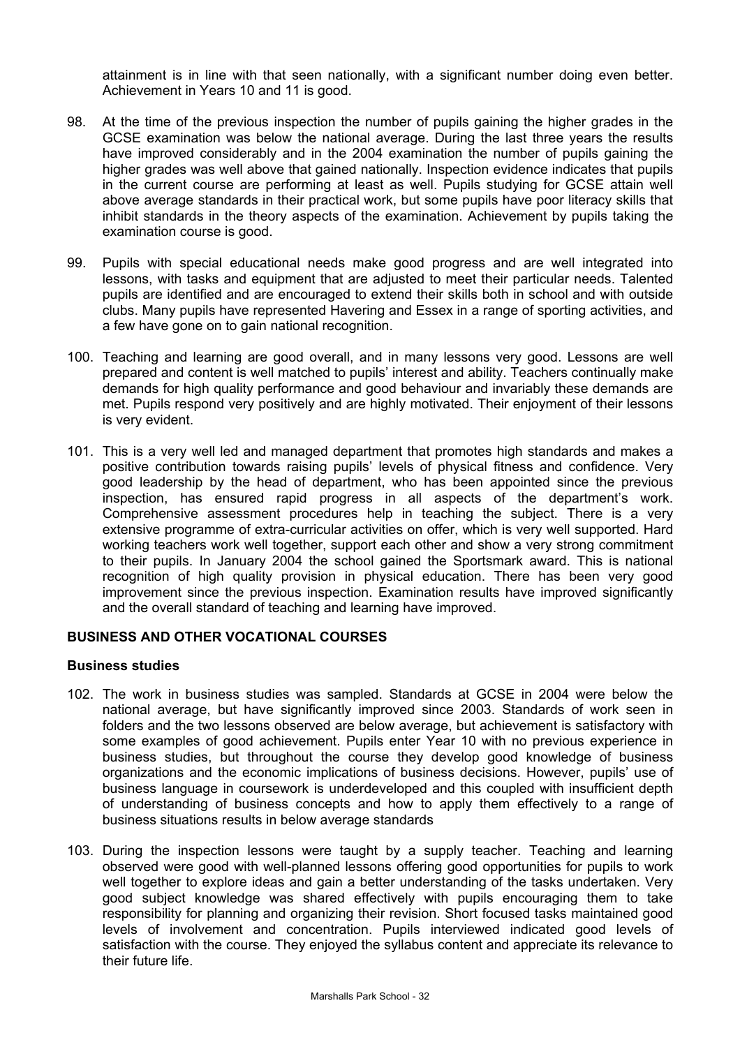attainment is in line with that seen nationally, with a significant number doing even better. Achievement in Years 10 and 11 is good.

98. At the time of the previous inspection the number of pupils gaining the higher grades in the GCSE examination was below the national average. During the last three years the results have improved considerably and in the 2004 examination the number of pupils gaining the higher grades was well above that gained nationally. Inspection evidence indicates that pupils in the current course are performing at least as well. Pupils studying for GCSE attain well above average standards in their practical work, but some pupils have poor literacy skills that inhibit standards in the theory aspects of the examination. Achievement by pupils taking the examination course is good.

99. Pupils with special educational needs make good progress and are well integrated into lessons, with tasks and equipment that are adjusted to meet their particular needs. Talented pupils are identified and are encouraged to extend their skills both in school and with outside clubs. Many pupils have represented Havering and Essex in a range of sporting activities, and a few have gone on to gain national recognition.

100. Teaching and learning are good overall, and in many lessons very good. Lessons are well prepared and content is well matched to pupils' interest and ability. Teachers continually make demands for high quality performance and good behaviour and invariably these demands are met. Pupils respond very positively and are highly motivated. Their enjoyment of their lessons is very evident.

101. This is a very well led and managed department that promotes high standards and makes a positive contribution towards raising pupils' levels of physical fitness and confidence. Very good leadership by the head of department, who has been appointed since the previous inspection, has ensured rapid progress in all aspects of the department's work. Comprehensive assessment procedures help in teaching the subject. There is a very extensive programme of extra-curricular activities on offer, which is very well supported. Hard working teachers work well together, support each other and show a very strong commitment to their pupils. In January 2004 the school gained the Sportsmark award. This is national recognition of high quality provision in physical education. There has been very good improvement since the previous inspection. Examination results have improved significantly and the overall standard of teaching and learning have improved.

## BUSINESS AND OTHER VOCATIONAL COURSES

### Business studies

102. The work in business studies was sampled. Standards at GCSE in 2004 were below the national average, but have significantly improved since 2003. Standards of work seen in folders and the two lessons observed are below average, but achievement is satisfactory with some examples of good achievement. Pupils enter Year 10 with no previous experience in business studies, but throughout the course they develop good knowledge of business organizations and the economic implications of business decisions. However, pupils' use of business language in coursework is underdeveloped and this coupled with insufficient depth of understanding of business concepts and how to apply them effectively to a range of business situations results in below average standards

103. During the inspection lessons were taught by a supply teacher. Teaching and learning observed were good with well-planned lessons offering good opportunities for pupils to work well together to explore ideas and gain a better understanding of the tasks undertaken. Very good subject knowledge was shared effectively with pupils encouraging them to take responsibility for planning and organizing their revision. Short focused tasks maintained good levels of involvement and concentration. Pupils interviewed indicated good levels of satisfaction with the course. They enjoyed the syllabus content and appreciate its relevance to their future life.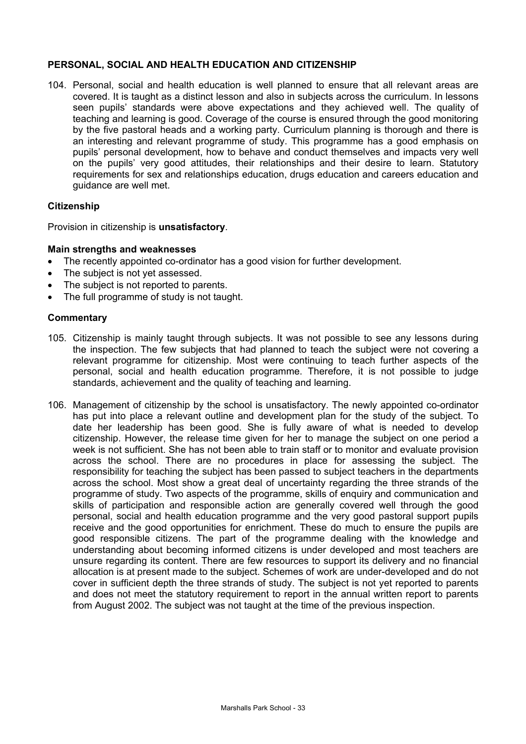## PERSONAL, SOCIAL AND HEALTH EDUCATION AND CITIZENSHIP

104. Personal, social and health education is well planned to ensure that all relevant areas are covered. It is taught as a distinct lesson and also in subjects across the curriculum. In lessons seen pupils' standards were above expectations and they achieved well. The quality of teaching and learning is good. Coverage of the course is ensured through the good monitoring by the five pastoral heads and a working party. Curriculum planning is thorough and there is an interesting and relevant programme of study. This programme has a good emphasis on pupils' personal development, how to behave and conduct themselves and impacts very well on the pupils' very good attitudes, their relationships and their desire to learn. Statutory requirements for sex and relationships education, drugs education and careers education and guidance are well met.

### Citizenship

Provision in citizenship is **unsatisfactory**.

#### Main strengths and weaknesses

- The recently appointed co-ordinator has a good vision for further development.
- The subject is not yet assessed.
- The subject is not reported to parents.
- The full programme of study is not taught.

#### Commentary

105. Citizenship is mainly taught through subjects. It was not possible to see any lessons during the inspection. The few subjects that had planned to teach the subject were not covering a relevant programme for citizenship. Most were continuing to teach further aspects of the personal, social and health education programme. Therefore, it is not possible to judge standards, achievement and the quality of teaching and learning.

106. Management of citizenship by the school is unsatisfactory. The newly appointed co-ordinator has put into place a relevant outline and development plan for the study of the subject. To date her leadership has been good. She is fully aware of what is needed to develop citizenship. However, the release time given for her to manage the subject on one period a week is not sufficient. She has not been able to train staff or to monitor and evaluate provision across the school. There are no procedures in place for assessing the subject. The responsibility for teaching the subject has been passed to subject teachers in the departments across the school. Most show a great deal of uncertainty regarding the three strands of the programme of study. Two aspects of the programme, skills of enquiry and communication and skills of participation and responsible action are generally covered well through the good personal, social and health education programme and the very good pastoral support pupils receive and the good opportunities for enrichment. These do much to ensure the pupils are good responsible citizens. The part of the programme dealing with the knowledge and understanding about becoming informed citizens is under developed and most teachers are unsure regarding its content. There are few resources to support its delivery and no financial allocation is at present made to the subject. Schemes of work are under-developed and do not cover in sufficient depth the three strands of study. The subject is not yet reported to parents and does not meet the statutory requirement to report in the annual written report to parents from August 2002. The subject was not taught at the time of the previous inspection.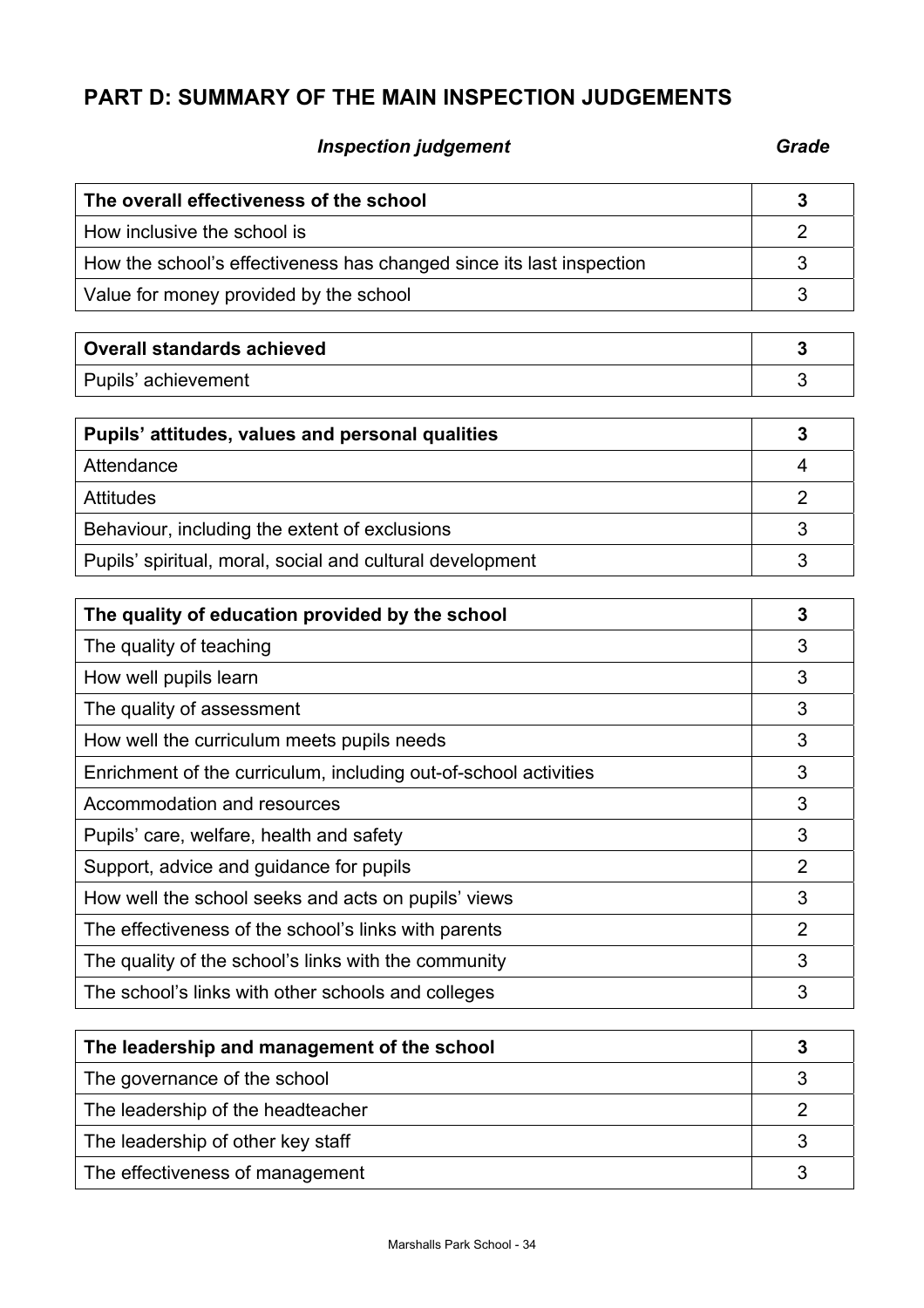## PART D: SUMMARY OF THE MAIN INSPECTION JUDGEMENTS

| *Inspection judgement* | *Grade* |
|---|---|
| **The overall effectiveness of the school** | **3** |
| How inclusive the school is | 2 |
| How the school's effectiveness has changed since its last inspection | 3 |
| Value for money provided by the school | 3 |

| | |
|---|---|
| **Overall standards achieved** | **3** |
| Pupils' achievement | 3 |

| | |
|---|---|
| **Pupils' attitudes, values and personal qualities** | **3** |
| Attendance | 4 |
| Attitudes | 2 |
| Behaviour, including the extent of exclusions | 3 |
| Pupils' spiritual, moral, social and cultural development | 3 |

| | |
|---|---|
| **The quality of education provided by the school** | **3** |
| The quality of teaching | 3 |
| How well pupils learn | 3 |
| The quality of assessment | 3 |
| How well the curriculum meets pupils needs | 3 |
| Enrichment of the curriculum, including out-of-school activities | 3 |
| Accommodation and resources | 3 |
| Pupils' care, welfare, health and safety | 3 |
| Support, advice and guidance for pupils | 2 |
| How well the school seeks and acts on pupils' views | 3 |
| The effectiveness of the school's links with parents | 2 |
| The quality of the school's links with the community | 3 |
| The school's links with other schools and colleges | 3 |

| | |
|---|---|
| **The leadership and management of the school** | **3** |
| The governance of the school | 3 |
| The leadership of the headteacher | 2 |
| The leadership of other key staff | 3 |
| The effectiveness of management | 3 |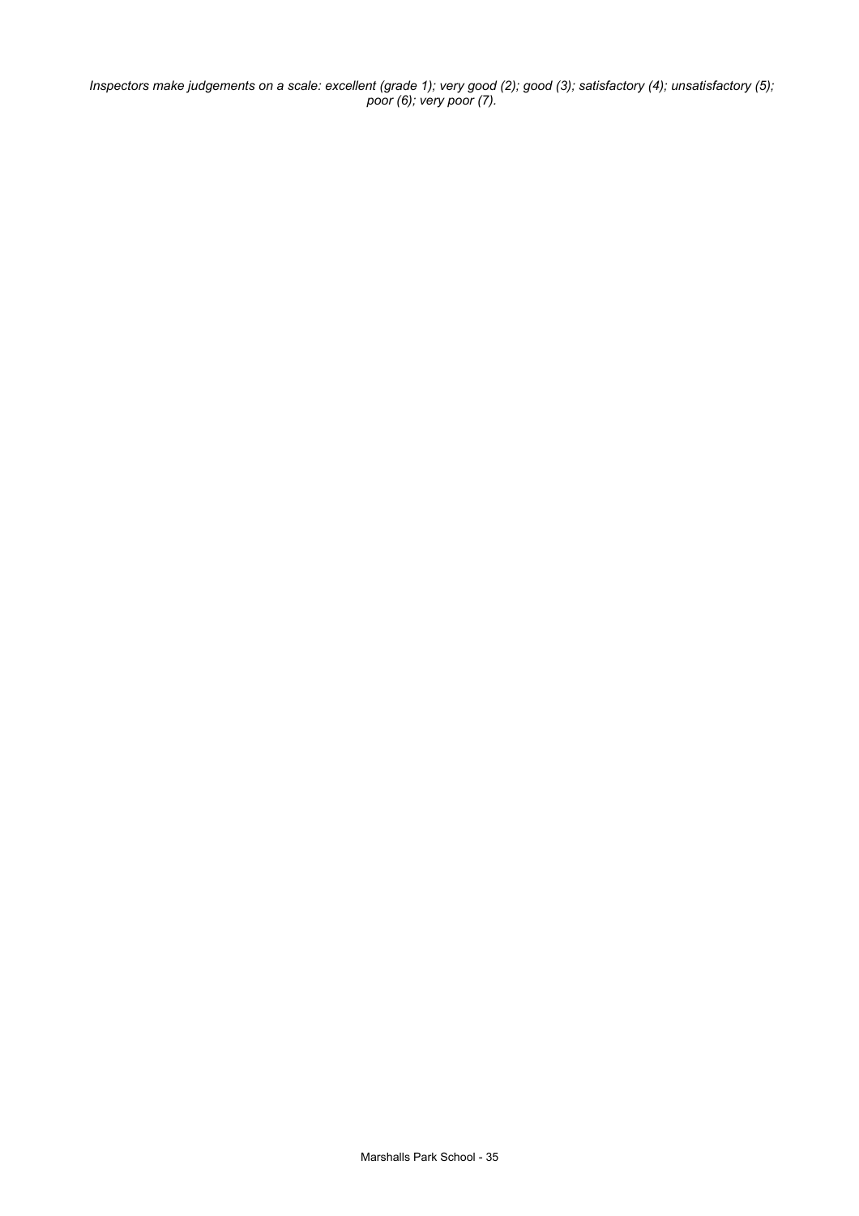*Inspectors make judgements on a scale: excellent (grade 1); very good (2); good (3); satisfactory (4); unsatisfactory (5); poor (6); very poor (7).*